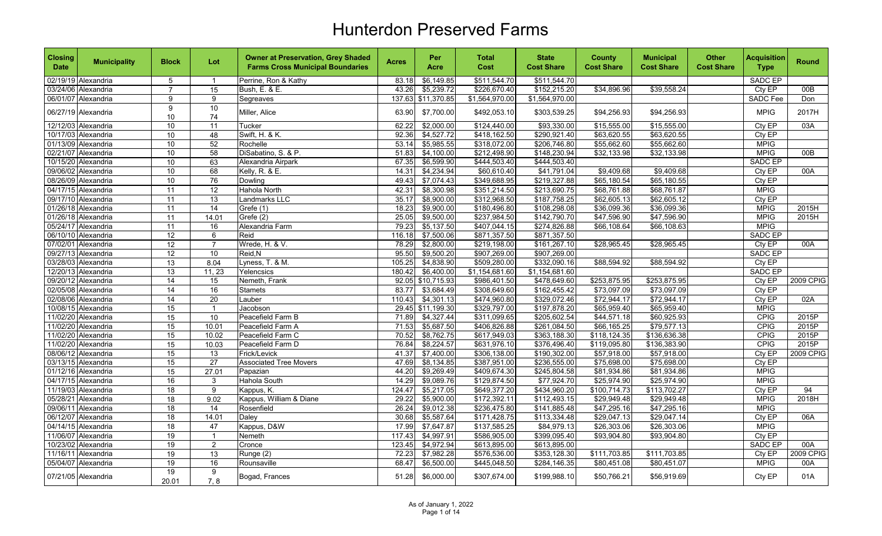# Hunterdon Preserved Farms

| Closing Date | Municipality | Block | Lot | Owner at Preservation, Grey Shaded Farms Cross Municipal Boundaries | Acres | Per Acre | Total Cost | State Cost Share | County Cost Share | Municipal Cost Share | Other Cost Share | Acquisition Type | Round |
|---|---|---|---|---|---|---|---|---|---|---|---|---|---|
| 02/19/19 | Alexandria | 5 | 1 | Perrine, Ron & Kathy | 83.18 | $6,149.85 | $511,544.70 | $511,544.70 | | | | SADC EP | |
| 03/24/06 | Alexandria | 7 | 15 | Bush, E. & E. | 43.26 | $5,239.72 | $226,670.40 | $152,215.20 | $34,896.96 | $39,558.24 | | Cty EP | 00B |
| 06/01/07 | Alexandria | 9 | 9 | Segreaves | 137.63 | $11,370.85 | $1,564,970.00 | $1,564,970.00 | | | | SADC Fee | Don |
| 06/27/19 | Alexandria | 9<br>10 | 10<br>74 | Miller, Alice | 63.90 | $7,700.00 | $492,053.10 | $303,539.25 | $94,256.93 | $94,256.93 | | MPIG | 2017H |
| 12/12/03 | Alexandria | 10 | 11 | Tucker | 62.22 | $2,000.00 | $124,440.00 | $93,330.00 | $15,555.00 | $15,555.00 | | Cty EP | 03A |
| 10/17/03 | Alexandria | 10 | 48 | Swift, H. & K. | 92.36 | $4,527.72 | $418,162.50 | $290,921.40 | $63,620.55 | $63,620.55 | | Cty EP | |
| 01/13/09 | Alexandria | 10 | 52 | Rochelle | 53.14 | $5,985.55 | $318,072.00 | $206,746.80 | $55,662.60 | $55,662.60 | | MPIG | |
| 02/21/07 | Alexandria | 10 | 58 | DiSabatino, S. & P. | 51.83 | $4,100.00 | $212,498.90 | $148,230.94 | $32,133.98 | $32,133.98 | | MPIG | 00B |
| 10/15/20 | Alexandria | 10 | 63 | Alexandria Airpark | 67.35 | $6,599.90 | $444,503.40 | $444,503.40 | | | | SADC EP | |
| 09/06/02 | Alexandria | 10 | 68 | Kelly, R. & E. | 14.31 | $4,234.94 | $60,610.40 | $41,791.04 | $9,409.68 | $9,409.68 | | Cty EP | 00A |
| 08/26/09 | Alexandria | 10 | 76 | Dowling | 49.43 | $7,074.43 | $349,688.95 | $219,327.88 | $65,180.54 | $65,180.55 | | Cty EP | |
| 04/17/15 | Alexandria | 11 | 12 | Hahola North | 42.31 | $8,300.98 | $351,214.50 | $213,690.75 | $68,761.88 | $68,761.87 | | MPIG | |
| 09/17/10 | Alexandria | 11 | 13 | Landmarks LLC | 35.17 | $8,900.00 | $312,968.50 | $187,758.25 | $62,605.13 | $62,605.12 | | Cty EP | |
| 01/26/18 | Alexandria | 11 | 14 | Grefe (1) | 18.23 | $9,900.00 | $180,496.80 | $108,298.08 | $36,099.36 | $36,099.36 | | MPIG | 2015H |
| 01/26/18 | Alexandria | 11 | 14.01 | Grefe (2) | 25.05 | $9,500.00 | $237,984.50 | $142,790.70 | $47,596.90 | $47,596.90 | | MPIG | 2015H |
| 05/24/17 | Alexandria | 11 | 16 | Alexandria Farm | 79.23 | $5,137.50 | $407,044.15 | $274,826.88 | $66,108.64 | $66,108.63 | | MPIG | |
| 06/10/10 | Alexandria | 12 | 6 | Reid | 116.18 | $7,500.06 | $871,357.50 | $871,357.50 | | | | SADC EP | |
| 07/02/01 | Alexandria | 12 | 7 | Wrede, H. & V. | 78.29 | $2,800.00 | $219,198.00 | $161,267.10 | $28,965.45 | $28,965.45 | | Cty EP | 00A |
| 09/27/13 | Alexandria | 12 | 10 | Reid,N | 95.50 | $9,500.20 | $907,269.00 | $907,269.00 | | | | SADC EP | |
| 03/28/03 | Alexandria | 13 | 8.04 | Lyness, T. & M. | 105.25 | $4,838.90 | $509,280.00 | $332,090.16 | $88,594.92 | $88,594.92 | | Cty EP | |
| 12/20/13 | Alexandria | 13 | 11, 23 | Yelencsics | 180.42 | $6,400.00 | $1,154,681.60 | $1,154,681.60 | | | | SADC EP | |
| 09/20/12 | Alexandria | 14 | 15 | Nemeth, Frank | 92.05 | $10,715.93 | $986,401.50 | $478,649.60 | $253,875.95 | $253,875.95 | | Cty EP | 2009 CPIG |
| 02/05/08 | Alexandria | 14 | 16 | Stamets | 83.77 | $3,684.49 | $308,649.60 | $162,455.42 | $73,097.09 | $73,097.09 | | Cty EP | |
| 02/08/06 | Alexandria | 14 | 20 | Lauber | 110.43 | $4,301.13 | $474,960.80 | $329,072.46 | $72,944.17 | $72,944.17 | | Cty EP | 02A |
| 10/08/15 | Alexandria | 15 | 1 | Jacobson | 29.45 | $11,199.30 | $329,797.00 | $197,878.20 | $65,959.40 | $65,959.40 | | MPIG | |
| 11/02/20 | Alexandria | 15 | 10 | Peacefield Farm B | 71.89 | $4,327.44 | $311,099.65 | $205,602.54 | $44,571.18 | $60,925.93 | | CPIG | 2015P |
| 11/02/20 | Alexandria | 15 | 10.01 | Peacefield Farm A | 71.53 | $5,687.50 | $406,826.88 | $261,084.50 | $66,165.25 | $79,577.13 | | CPIG | 2015P |
| 11/02/20 | Alexandria | 15 | 10.02 | Peacefield Farm C | 70.52 | $8,762.75 | $617,949.03 | $363,188.30 | $118,124.35 | $136,636.38 | | CPIG | 2015P |
| 11/02/20 | Alexandria | 15 | 10.03 | Peacefield Farm D | 76.84 | $8,224.57 | $631,976.10 | $376,496.40 | $119,095.80 | $136,383.90 | | CPIG | 2015P |
| 08/06/12 | Alexandria | 15 | 13 | Frick/Levick | 41.37 | $7,400.00 | $306,138.00 | $190,302.00 | $57,918.00 | $57,918.00 | | Cty EP | 2009 CPIG |
| 03/13/15 | Alexandria | 15 | 27 | Associated Tree Movers | 47.69 | $8,134.85 | $387,951.00 | $236,555.00 | $75,698.00 | $75,698.00 | | Cty EP | |
| 01/12/16 | Alexandria | 15 | 27.01 | Papazian | 44.20 | $9,269.49 | $409,674.30 | $245,804.58 | $81,934.86 | $81,934.86 | | MPIG | |
| 04/17/15 | Alexandria | 16 | 3 | Hahola South | 14.29 | $9,089.76 | $129,874.50 | $77,924.70 | $25,974.90 | $25,974.90 | | MPIG | |
| 11/19/03 | Alexandria | 18 | 9 | Kappus, K. | 124.47 | $5,217.05 | $649,377.20 | $434,960.20 | $100,714.73 | $113,702.27 | | Cty EP | 94 |
| 05/28/21 | Alexandria | 18 | 9.02 | Kappus, William & Diane | 29.22 | $5,900.00 | $172,392.11 | $112,493.15 | $29,949.48 | $29,949.48 | | MPIG | 2018H |
| 09/06/11 | Alexandria | 18 | 14 | Rosenfield | 26.24 | $9,012.38 | $236,475.80 | $141,885.48 | $47,295.16 | $47,295.16 | | MPIG | |
| 06/12/07 | Alexandria | 18 | 14.01 | Daley | 30.68 | $5,587.64 | $171,428.75 | $113,334.48 | $29,047.13 | $29,047.14 | | Cty EP | 06A |
| 04/14/15 | Alexandria | 18 | 47 | Kappus, D&W | 17.99 | $7,647.87 | $137,585.25 | $84,979.13 | $26,303.06 | $26,303.06 | | MPIG | |
| 11/06/07 | Alexandria | 19 | 1 | Nemeth | 117.43 | $4,997.91 | $586,905.00 | $399,095.40 | $93,904.80 | $93,904.80 | | Cty EP | |
| 10/23/02 | Alexandria | 19 | 2 | Cronce | 123.45 | $4,972.94 | $613,895.00 | $613,895.00 | | | | SADC EP | 00A |
| 11/16/11 | Alexandria | 19 | 13 | Runge (2) | 72.23 | $7,982.28 | $576,536.00 | $353,128.30 | $111,703.85 | $111,703.85 | | Cty EP | 2009 CPIG |
| 05/04/07 | Alexandria | 19 | 16 | Rounsaville | 68.47 | $6,500.00 | $445,048.50 | $284,146.35 | $80,451.08 | $80,451.07 | | MPIG | 00A |
| 07/21/05 | Alexandria | 19<br>20.01 | 9<br>7, 8 | Bogad, Frances | 51.28 | $6,000.00 | $307,674.00 | $199,988.10 | $50,766.21 | $56,919.69 | | Cty EP | 01A |

As of January 1, 2022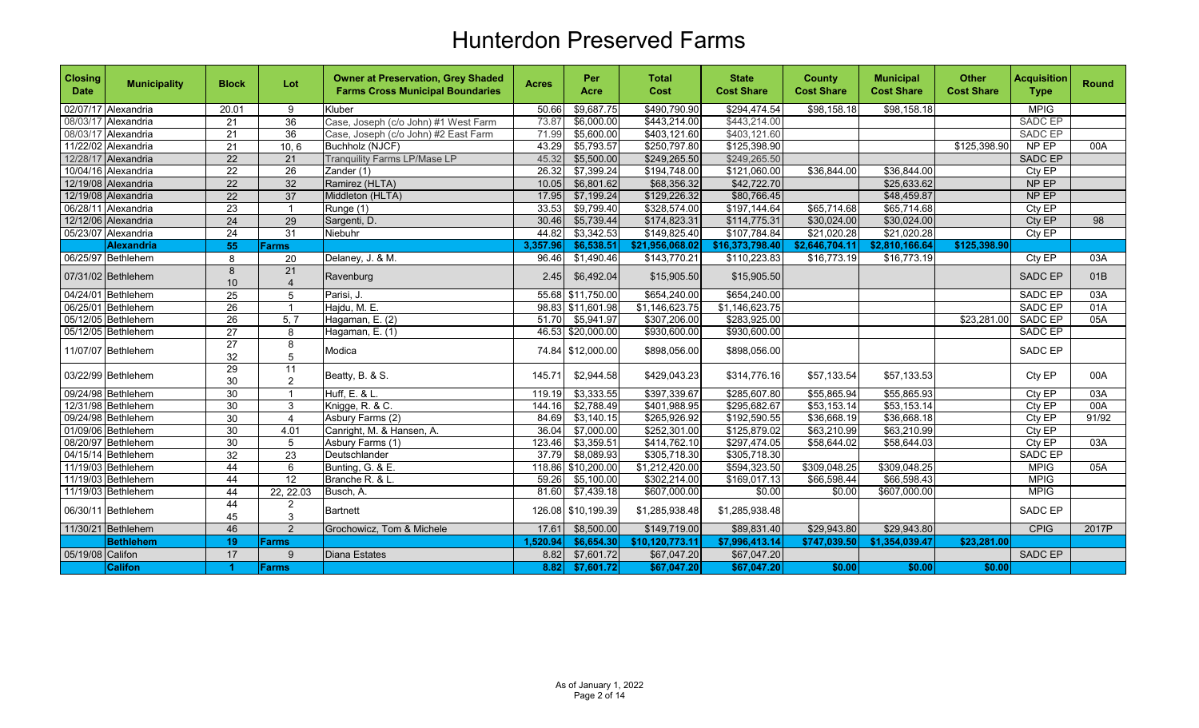# Hunterdon Preserved Farms

| Closing Date | Municipality | Block | Lot | Owner at Preservation, Grey Shaded Farms Cross Municipal Boundaries | Acres | Per Acre | Total Cost | State Cost Share | County Cost Share | Municipal Cost Share | Other Cost Share | Acquisition Type | Round |
|---|---|---|---|---|---|---|---|---|---|---|---|---|---|
| 02/07/17 | Alexandria | 20.01 | 9 | Kluber | 50.66 | $9,687.75 | $490,790.90 | $294,474.54 | $98,158.18 | $98,158.18 | | MPIG | |
| 08/03/17 | Alexandria | 21 | 36 | Case, Joseph (c/o John) #1 West Farm | 73.87 | $6,000.00 | $443,214.00 | $443,214.00 | | | | SADC EP | |
| 08/03/17 | Alexandria | 21 | 36 | Case, Joseph (c/o John) #2 East Farm | 71.99 | $5,600.00 | $403,121.60 | $403,121.60 | | | | SADC EP | |
| 11/22/02 | Alexandria | 21 | 10, 6 | Buchholz (NJCF) | 43.29 | $5,793.57 | $250,797.80 | $125,398.90 | | | $125,398.90 | NP EP | 00A |
| 12/28/17 | Alexandria | 22 | 21 | Tranquility Farms LP/Mase LP | 45.32 | $5,500.00 | $249,265.50 | $249,265.50 | | | | SADC EP | |
| 10/04/16 | Alexandria | 22 | 26 | Zander (1) | 26.32 | $7,399.24 | $194,748.00 | $121,060.00 | $36,844.00 | $36,844.00 | | Cty EP | |
| 12/19/08 | Alexandria | 22 | 32 | Ramirez (HLTA) | 10.05 | $6,801.62 | $68,356.32 | $42,722.70 | | $25,633.62 | | NP EP | |
| 12/19/08 | Alexandria | 22 | 37 | Middleton (HLTA) | 17.95 | $7,199.24 | $129,226.32 | $80,766.45 | | $48,459.87 | | NP EP | |
| 06/28/11 | Alexandria | 23 | 1 | Runge (1) | 33.53 | $9,799.40 | $328,574.00 | $197,144.64 | $65,714.68 | $65,714.68 | | Cty EP | |
| 12/12/06 | Alexandria | 24 | 29 | Sargenti, D. | 30.46 | $5,739.44 | $174,823.31 | $114,775.31 | $30,024.00 | $30,024.00 | | Cty EP | 98 |
| 05/23/07 | Alexandria | 24 | 31 | Niebuhr | 44.82 | $3,342.53 | $149,825.40 | $107,784.84 | $21,020.28 | $21,020.28 | | Cty EP | |
| | **Alexandria** | **55** | **Farms** | | **3,357.96** | **$6,538.51** | **$21,956,068.02** | **$16,373,798.40** | **$2,646,704.11** | **$2,810,166.64** | **$125,398.90** | | |
| 06/25/97 | Bethlehem | 8 | 20 | Delaney, J. & M. | 96.46 | $1,490.46 | $143,770.21 | $110,223.83 | $16,773.19 | $16,773.19 | | Cty EP | 03A |
| 07/31/02 | Bethlehem | 8<br>10 | 21<br>4 | Ravenburg | 2.45 | $6,492.04 | $15,905.50 | $15,905.50 | | | | SADC EP | 01B |
| 04/24/01 | Bethlehem | 25 | 5 | Parisi, J. | 55.68 | $11,750.00 | $654,240.00 | $654,240.00 | | | | SADC EP | 03A |
| 06/25/01 | Bethlehem | 26 | 1 | Hajdu, M. E. | 98.83 | $11,601.98 | $1,146,623.75 | $1,146,623.75 | | | | SADC EP | 01A |
| 05/12/05 | Bethlehem | 26 | 5, 7 | Hagaman, E. (2) | 51.70 | $5,941.97 | $307,206.00 | $283,925.00 | | | $23,281.00 | SADC EP | 05A |
| 05/12/05 | Bethlehem | 27 | 8 | Hagaman, E. (1) | 46.53 | $20,000.00 | $930,600.00 | $930,600.00 | | | | SADC EP | |
| 11/07/07 | Bethlehem | 27<br>32 | 8<br>5 | Modica | 74.84 | $12,000.00 | $898,056.00 | $898,056.00 | | | | SADC EP | |
| 03/22/99 | Bethlehem | 29<br>30 | 11<br>2 | Beatty, B. & S. | 145.71 | $2,944.58 | $429,043.23 | $314,776.16 | $57,133.54 | $57,133.53 | | Cty EP | 00A |
| 09/24/98 | Bethlehem | 30 | 1 | Huff, E. & L. | 119.19 | $3,333.55 | $397,339.67 | $285,607.80 | $55,865.94 | $55,865.93 | | Cty EP | 03A |
| 12/31/98 | Bethlehem | 30 | 3 | Knigge, R. & C. | 144.16 | $2,788.49 | $401,988.95 | $295,682.67 | $53,153.14 | $53,153.14 | | Cty EP | 00A |
| 09/24/98 | Bethlehem | 30 | 4 | Asbury Farms (2) | 84.69 | $3,140.15 | $265,926.92 | $192,590.55 | $36,668.19 | $36,668.18 | | Cty EP | 91/92 |
| 01/09/06 | Bethlehem | 30 | 4.01 | Canright, M. & Hansen, A. | 36.04 | $7,000.00 | $252,301.00 | $125,879.02 | $63,210.99 | $63,210.99 | | Cty EP | |
| 08/20/97 | Bethlehem | 30 | 5 | Asbury Farms (1) | 123.46 | $3,359.51 | $414,762.10 | $297,474.05 | $58,644.02 | $58,644.03 | | Cty EP | 03A |
| 04/15/14 | Bethlehem | 32 | 23 | Deutschlander | 37.79 | $8,089.93 | $305,718.30 | $305,718.30 | | | | SADC EP | |
| 11/19/03 | Bethlehem | 44 | 6 | Bunting, G. & E. | 118.86 | $10,200.00 | $1,212,420.00 | $594,323.50 | $309,048.25 | $309,048.25 | | MPIG | 05A |
| 11/19/03 | Bethlehem | 44 | 12 | Branche R. & L. | 59.26 | $5,100.00 | $302,214.00 | $169,017.13 | $66,598.44 | $66,598.43 | | MPIG | |
| 11/19/03 | Bethlehem | 44 | 22, 22.03 | Busch, A. | 81.60 | $7,439.18 | $607,000.00 | $0.00 | $0.00 | $607,000.00 | | MPIG | |
| 06/30/11 | Bethlehem | 44<br>45 | 2<br>3 | Bartnett | 126.08 | $10,199.39 | $1,285,938.48 | $1,285,938.48 | | | | SADC EP | |
| 11/30/21 | Bethlehem | 46 | 2 | Grochowicz, Tom & Michele | 17.61 | $8,500.00 | $149,719.00 | $89,831.40 | $29,943.80 | $29,943.80 | | CPIG | 2017P |
| | **Bethlehem** | **19** | **Farms** | | **1,520.94** | **$6,654.30** | **$10,120,773.11** | **$7,996,413.14** | **$747,039.50** | **$1,354,039.47** | **$23,281.00** | | |
| 05/19/08 | Califon | 17 | 9 | Diana Estates | 8.82 | $7,601.72 | $67,047.20 | $67,047.20 | | | | SADC EP | |
| | **Califon** | **1** | **Farms** | | **8.82** | **$7,601.72** | **$67,047.20** | **$67,047.20** | **$0.00** | **$0.00** | **$0.00** | | |

As of January 1, 2022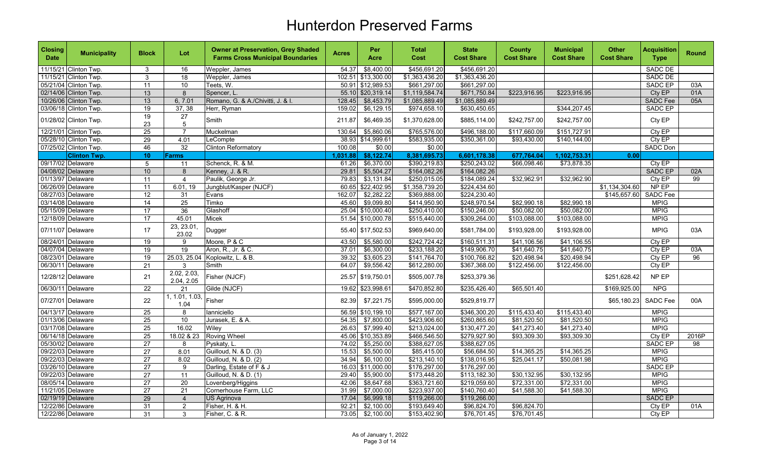# Hunterdon Preserved Farms

| Closing Date | Municipality | Block | Lot | Owner at Preservation, Grey Shaded Farms Cross Municipal Boundaries | Acres | Per Acre | Total Cost | State Cost Share | County Cost Share | Municipal Cost Share | Other Cost Share | Acquisition Type | Round |
|---|---|---|---|---|---|---|---|---|---|---|---|---|---|
| 11/15/21 | Clinton Twp. | 3 | 16 | Weppler, James | 54.37 | $8,400.00 | $456,691.20 | $456,691.20 | | | | SADC DE | |
| 11/15/21 | Clinton Twp. | 3 | 18 | Weppler, James | 102.51 | $13,300.00 | $1,363,436.20 | $1,363,436.20 | | | | SADC DE | |
| 05/21/04 | Clinton Twp. | 11 | 10 | Teets, W. | 50.91 | $12,989.53 | $661,297.00 | $661,297.00 | | | | SADC EP | 03A |
| 02/14/06 | Clinton Twp. | 13 | 8 | Spencer, L. | 55.10 | $20,319.14 | $1,119,584.74 | $671,750.84 | $223,916.95 | $223,916.95 | | Cty EP | 01A |
| 10/26/06 | Clinton Twp. | 13 | 6, 7.01 | Romano, G. & A./Chivitti, J. & I. | 128.45 | $8,453.79 | $1,085,889.49 | $1,085,889.49 | | | | SADC Fee | 05A |
| 03/06/18 | Clinton Twp. | 19 | 37, 38 | Herr, Ryman | 159.02 | $6,129.15 | $974,658.10 | $630,450.65 | | $344,207.45 | | SADC EP | |
| 01/28/02 | Clinton Twp. | 19<br>23 | 27<br>5 | Smith | 211.87 | $6,469.35 | $1,370,628.00 | $885,114.00 | $242,757.00 | $242,757.00 | | Cty EP | |
| 12/21/01 | Clinton Twp. | 25 | 7 | Muckelman | 130.64 | $5,860.06 | $765,576.00 | $496,188.00 | $117,660.09 | $151,727.91 | | Cty EP | |
| 05/28/10 | Clinton Twp. | 29 | 4.01 | LeCompte | 38.93 | $14,999.61 | $583,935.00 | $350,361.00 | $93,430.00 | $140,144.00 | | Cty EP | |
| 07/25/02 | Clinton Twp. | 46 | 32 | Clinton Reformatory | 100.08 | $0.00 | $0.00 | | | | | SADC Don | |
| | **Clinton Twp.** | **10** | **Farms** | | **1,031.88** | **$8,122.74** | **8,381,695.73** | **6,601,178.38** | **677,764.04** | **1,102,753.31** | **0.00** | | |
| 09/17/02 | Delaware | 5 | 11 | Schenck, R. & M. | 61.26 | $6,370.00 | $390,219.83 | $250,243.02 | $66,098.46 | $73,878.35 | | Cty EP | |
| 04/08/02 | Delaware | 10 | 8 | Kenney, J. & R. | 29.81 | $5,504.27 | $164,082.26 | $164,082.26 | | | | SADC EP | 02A |
| 01/13/97 | Delaware | 11 | 4 | Paulik, George Jr. | 79.83 | $3,131.84 | $250,015.05 | $184,089.24 | $32,962.91 | $32,962.90 | | Cty EP | 99 |
| 06/26/09 | Delaware | 11 | 6.01, 19 | Jungblut/Kasper (NJCF) | 60.65 | $22,402.95 | $1,358,739.20 | $224,434.60 | | | $1,134,304.60 | NP EP | |
| 08/27/03 | Delaware | 12 | 31 | Evans | 162.07 | $2,282.22 | $369,888.00 | $224,230.40 | | | $145,657.60 | SADC Fee | |
| 03/14/08 | Delaware | 14 | 25 | Timko | 45.60 | $9,099.80 | $414,950.90 | $248,970.54 | $82,990.18 | $82,990.18 | | MPIG | |
| 05/15/09 | Delaware | 17 | 36 | Glashoff | 25.04 | $10,000.40 | $250,410.00 | $150,246.00 | $50,082.00 | $50,082.00 | | MPIG | |
| 12/18/09 | Delaware | 17 | 45.01 | Micek | 51.54 | $10,000.78 | $515,440.00 | $309,264.00 | $103,088.00 | $103,088.00 | | MPIG | |
| 07/11/07 | Delaware | 17 | 23, 23.01, 23.02 | Dugger | 55.40 | $17,502.53 | $969,640.00 | $581,784.00 | $193,928.00 | $193,928.00 | | MPIG | 03A |
| 08/24/01 | Delaware | 19 | 9 | Moore, P & C | 43.50 | $5,580.00 | $242,724.42 | $160,511.31 | $41,106.56 | $41,106.55 | | Cty EP | |
| 04/07/04 | Delaware | 19 | 19 | Aron, R., Jr. & C. | 37.01 | $6,300.00 | $233,188.20 | $149,906.70 | $41,640.75 | $41,640.75 | | Cty EP | 03A |
| 08/23/01 | Delaware | 19 | 25.03, 25.04 | Koplowitz, L. & B. | 39.32 | $3,605.23 | $141,764.70 | $100,766.82 | $20,498.94 | $20,498.94 | | Cty EP | 96 |
| 06/30/11 | Delaware | 21 | 3 | Smith | 64.07 | $9,556.42 | $612,280.00 | $367,368.00 | $122,456.00 | $122,456.00 | | Cty EP | |
| 12/28/12 | Delaware | 21 | 2.02, 2.03, 2.04, 2.05 | Fisher (NJCF) | 25.57 | $19,750.01 | $505,007.78 | $253,379.36 | | | $251,628.42 | NP EP | |
| 06/30/11 | Delaware | 22 | 21 | Gilde (NJCF) | 19.62 | $23,998.61 | $470,852.80 | $235,426.40 | $65,501.40 | | $169,925.00 | NPG | |
| 07/27/01 | Delaware | 22 | 1, 1.01, 1.03, 1.04 | Fisher | 82.39 | $7,221.75 | $595,000.00 | $529,819.77 | | | $65,180.23 | SADC Fee | 00A |
| 04/13/17 | Delaware | 25 | 8 | Ianniciello | 56.59 | $10,199.10 | $577,167.00 | $346,300.20 | $115,433.40 | $115,433.40 | | MPIG | |
| 01/13/06 | Delaware | 25 | 10 | Jurasek, E. & A. | 54.35 | $7,800.00 | $423,906.60 | $260,865.60 | $81,520.50 | $81,520.50 | | MPIG | |
| 03/17/08 | Delaware | 25 | 16.02 | Wiley | 26.63 | $7,999.40 | $213,024.00 | $130,477.20 | $41,273.40 | $41,273.40 | | MPIG | |
| 06/14/18 | Delaware | 25 | 18.02 & 23 | Roving Wheel | 45.06 | $10,353.89 | $466,546.50 | $279,927.90 | $93,309.30 | $93,309.30 | | Cty EP | 2016P |
| 05/30/02 | Delaware | 27 | 8 | Pyskaty, L. | 74.02 | $5,250.00 | $388,627.05 | $388,627.05 | | | | SADC EP | 98 |
| 09/22/03 | Delaware | 27 | 8.01 | Guilloud, N. & D. (3) | 15.53 | $5,500.00 | $85,415.00 | $56,684.50 | $14,365.25 | $14,365.25 | | MPIG | |
| 09/22/03 | Delaware | 27 | 8.02 | Guilloud, N. & D. (2) | 34.94 | $6,100.00 | $213,140.10 | $138,016.95 | $25,041.17 | $50,081.98 | | MPIG | |
| 03/26/10 | Delaware | 27 | 9 | Darling, Estate of F & J | 16.03 | $11,000.00 | $176,297.00 | $176,297.00 | | | | SADC EP | |
| 09/22/03 | Delaware | 27 | 11 | Guilloud, N. & D. (1) | 29.40 | $5,900.00 | $173,448.20 | $113,182.30 | $30,132.95 | $30,132.95 | | MPIG | |
| 08/05/14 | Delaware | 27 | 20 | Lovenberg/Higgins | 42.06 | $8,647.68 | $363,721.60 | $219,059.60 | $72,331.00 | $72,331.00 | | MPIG | |
| 11/21/05 | Delaware | 27 | 21 | Cornerhouse Farm, LLC | 31.99 | $7,000.00 | $223,937.00 | $140,760.40 | $41,588.30 | $41,588.30 | | MPIG | |
| 02/19/19 | Delaware | 29 | 4 | US Agrinova | 17.04 | $6,999.18 | $119,266.00 | $119,266.00 | | | | SADC EP | |
| 12/22/86 | Delaware | 31 | 2 | Fisher, H. & H. | 92.21 | $2,100.00 | $193,649.40 | $96,824.70 | $96,824.70 | | | Cty EP | 01A |
| 12/22/86 | Delaware | 31 | 3 | Fisher, C. & R. | 73.05 | $2,100.00 | $153,402.90 | $76,701.45 | $76,701.45 | | | Cty EP | |

As of January 1, 2022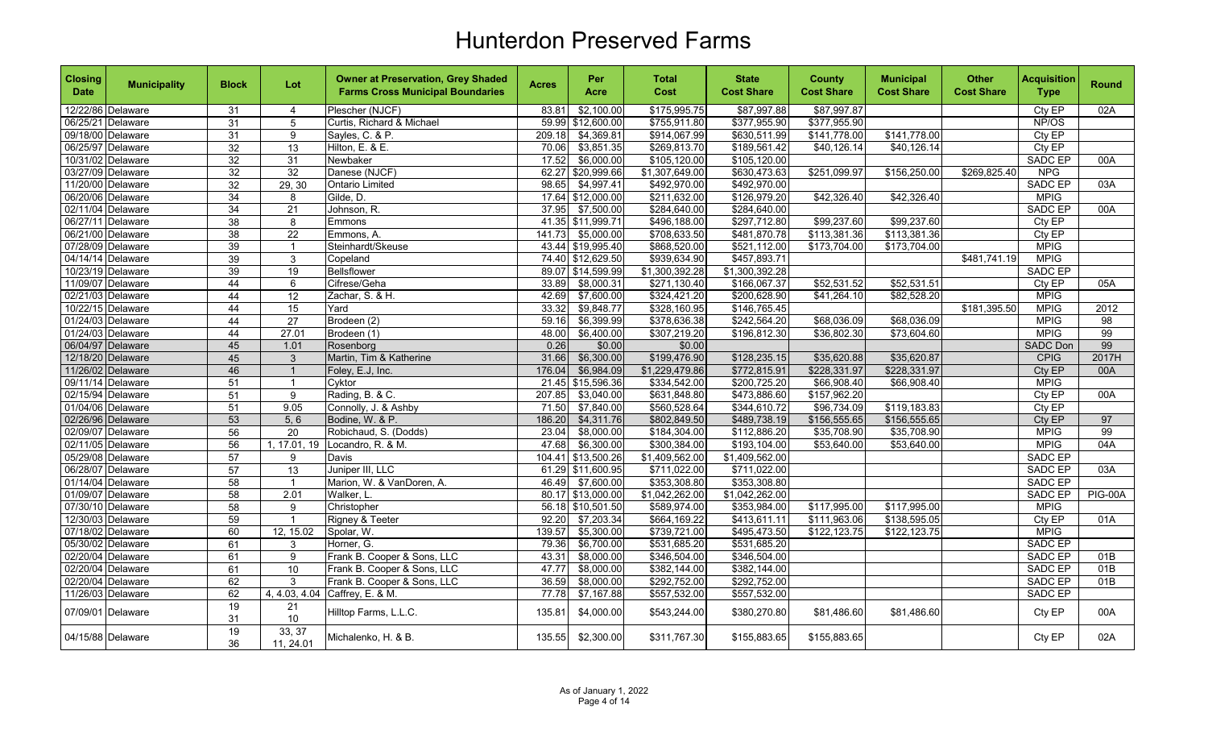# Hunterdon Preserved Farms

| Closing Date | Municipality | Block | Lot | Owner at Preservation, Grey Shaded Farms Cross Municipal Boundaries | Acres | Per Acre | Total Cost | State Cost Share | County Cost Share | Municipal Cost Share | Other Cost Share | Acquisition Type | Round |
|---|---|---|---|---|---|---|---|---|---|---|---|---|---|
| 12/22/86 | Delaware | 31 | 4 | Plescher (NJCF) | 83.81 | $2,100.00 | $175,995.75 | $87,997.88 | $87,997.87 | | | Cty EP | 02A |
| 06/25/21 | Delaware | 31 | 5 | Curtis, Richard & Michael | 59.99 | $12,600.00 | $755,911.80 | $377,955.90 | $377,955.90 | | | NP/OS | |
| 09/18/00 | Delaware | 31 | 9 | Sayles, C. & P. | 209.18 | $4,369.81 | $914,067.99 | $630,511.99 | $141,778.00 | $141,778.00 | | Cty EP | |
| 06/25/97 | Delaware | 32 | 13 | Hilton, E. & E. | 70.06 | $3,851.35 | $269,813.70 | $189,561.42 | $40,126.14 | $40,126.14 | | Cty EP | |
| 10/31/02 | Delaware | 32 | 31 | Newbaker | 17.52 | $6,000.00 | $105,120.00 | $105,120.00 | | | | SADC EP | 00A |
| 03/27/09 | Delaware | 32 | 32 | Danese (NJCF) | 62.27 | $20,999.66 | $1,307,649.00 | $630,473.63 | $251,099.97 | $156,250.00 | $269,825.40 | NPG | |
| 11/20/00 | Delaware | 32 | 29, 30 | Ontario Limited | 98.65 | $4,997.41 | $492,970.00 | $492,970.00 | | | | SADC EP | 03A |
| 06/20/06 | Delaware | 34 | 8 | Gilde, D. | 17.64 | $12,000.00 | $211,632.00 | $126,979.20 | $42,326.40 | $42,326.40 | | MPIG | |
| 02/11/04 | Delaware | 34 | 21 | Johnson, R. | 37.95 | $7,500.00 | $284,640.00 | $284,640.00 | | | | SADC EP | 00A |
| 06/27/11 | Delaware | 38 | 8 | Emmons | 41.35 | $11,999.71 | $496,188.00 | $297,712.80 | $99,237.60 | $99,237.60 | | Cty EP | |
| 06/21/00 | Delaware | 38 | 22 | Emmons, A. | 141.73 | $5,000.00 | $708,633.50 | $481,870.78 | $113,381.36 | $113,381.36 | | Cty EP | |
| 07/28/09 | Delaware | 39 | 1 | Steinhardt/Skeuse | 43.44 | $19,995.40 | $868,520.00 | $521,112.00 | $173,704.00 | $173,704.00 | | MPIG | |
| 04/14/14 | Delaware | 39 | 3 | Copeland | 74.40 | $12,629.50 | $939,634.90 | $457,893.71 | | | $481,741.19 | MPIG | |
| 10/23/19 | Delaware | 39 | 19 | Bellsflower | 89.07 | $14,599.99 | $1,300,392.28 | $1,300,392.28 | | | | SADC EP | |
| 11/09/07 | Delaware | 44 | 6 | Cifrese/Geha | 33.89 | $8,000.31 | $271,130.40 | $166,067.37 | $52,531.52 | $52,531.51 | | Cty EP | 05A |
| 02/21/03 | Delaware | 44 | 12 | Zachar, S. & H. | 42.69 | $7,600.00 | $324,421.20 | $200,628.90 | $41,264.10 | $82,528.20 | | MPIG | |
| 10/22/15 | Delaware | 44 | 15 | Yard | 33.32 | $9,848.77 | $328,160.95 | $146,765.45 | | | $181,395.50 | MPIG | 2012 |
| 01/24/03 | Delaware | 44 | 27 | Brodeen (2) | 59.16 | $6,399.99 | $378,636.38 | $242,564.20 | $68,036.09 | $68,036.09 | | MPIG | 98 |
| 01/24/03 | Delaware | 44 | 27.01 | Brodeen (1) | 48.00 | $6,400.00 | $307,219.20 | $196,812.30 | $36,802.30 | $73,604.60 | | MPIG | 99 |
| 06/04/97 | Delaware | 45 | 1.01 | Rosenborg | 0.26 | $0.00 | $0.00 | | | | | SADC Don | 99 |
| 12/18/20 | Delaware | 45 | 3 | Martin, Tim & Katherine | 31.66 | $6,300.00 | $199,476.90 | $128,235.15 | $35,620.88 | $35,620.87 | | CPIG | 2017H |
| 11/26/02 | Delaware | 46 | 1 | Foley, E.J, Inc. | 176.04 | $6,984.09 | $1,229,479.86 | $772,815.91 | $228,331.97 | $228,331.97 | | Cty EP | 00A |
| 09/11/14 | Delaware | 51 | 1 | Cyktor | 21.45 | $15,596.36 | $334,542.00 | $200,725.20 | $66,908.40 | $66,908.40 | | MPIG | |
| 02/15/94 | Delaware | 51 | 9 | Rading, B. & C. | 207.85 | $3,040.00 | $631,848.80 | $473,886.60 | $157,962.20 | | | Cty EP | 00A |
| 01/04/06 | Delaware | 51 | 9.05 | Connolly, J. & Ashby | 71.50 | $7,840.00 | $560,528.64 | $344,610.72 | $96,734.09 | $119,183.83 | | Cty EP | |
| 02/26/96 | Delaware | 53 | 5, 6 | Bodine, W. & P. | 186.20 | $4,311.76 | $802,849.50 | $489,738.19 | $156,555.65 | $156,555.65 | | Cty EP | 97 |
| 02/09/07 | Delaware | 56 | 20 | Robichaud, S. (Dodds) | 23.04 | $8,000.00 | $184,304.00 | $112,886.20 | $35,708.90 | $35,708.90 | | MPIG | 99 |
| 02/11/05 | Delaware | 56 | 1, 17.01, 19 | Locandro, R. & M. | 47.68 | $6,300.00 | $300,384.00 | $193,104.00 | $53,640.00 | $53,640.00 | | MPIG | 04A |
| 05/29/08 | Delaware | 57 | 9 | Davis | 104.41 | $13,500.26 | $1,409,562.00 | $1,409,562.00 | | | | SADC EP | |
| 06/28/07 | Delaware | 57 | 13 | Juniper III, LLC | 61.29 | $11,600.95 | $711,022.00 | $711,022.00 | | | | SADC EP | 03A |
| 01/14/04 | Delaware | 58 | 1 | Marion, W. & VanDoren, A. | 46.49 | $7,600.00 | $353,308.80 | $353,308.80 | | | | SADC EP | |
| 01/09/07 | Delaware | 58 | 2.01 | Walker, L. | 80.17 | $13,000.00 | $1,042,262.00 | $1,042,262.00 | | | | SADC EP | PIG-00A |
| 07/30/10 | Delaware | 58 | 9 | Christopher | 56.18 | $10,501.50 | $589,974.00 | $353,984.00 | $117,995.00 | $117,995.00 | | MPIG | |
| 12/30/03 | Delaware | 59 | 1 | Rigney & Teeter | 92.20 | $7,203.34 | $664,169.22 | $413,611.11 | $111,963.06 | $138,595.05 | | Cty EP | 01A |
| 07/18/02 | Delaware | 60 | 12, 15.02 | Spolar, W. | 139.57 | $5,300.00 | $739,721.00 | $495,473.50 | $122,123.75 | $122,123.75 | | MPIG | |
| 05/30/02 | Delaware | 61 | 3 | Horner, G. | 79.36 | $6,700.00 | $531,685.20 | $531,685.20 | | | | SADC EP | |
| 02/20/04 | Delaware | 61 | 9 | Frank B. Cooper & Sons, LLC | 43.31 | $8,000.00 | $346,504.00 | $346,504.00 | | | | SADC EP | 01B |
| 02/20/04 | Delaware | 61 | 10 | Frank B. Cooper & Sons, LLC | 47.77 | $8,000.00 | $382,144.00 | $382,144.00 | | | | SADC EP | 01B |
| 02/20/04 | Delaware | 62 | 3 | Frank B. Cooper & Sons, LLC | 36.59 | $8,000.00 | $292,752.00 | $292,752.00 | | | | SADC EP | 01B |
| 11/26/03 | Delaware | 62 | 4, 4.03, 4.04 | Caffrey, E. & M. | 77.78 | $7,167.88 | $557,532.00 | $557,532.00 | | | | SADC EP | |
| 07/09/01 | Delaware | 19<br>31 | 21<br>10 | Hilltop Farms, L.L.C. | 135.81 | $4,000.00 | $543,244.00 | $380,270.80 | $81,486.60 | $81,486.60 | | Cty EP | 00A |
| 04/15/88 | Delaware | 19<br>36 | 33, 37<br>11, 24.01 | Michalenko, H. & B. | 135.55 | $2,300.00 | $311,767.30 | $155,883.65 | $155,883.65 | | | Cty EP | 02A |

As of January 1, 2022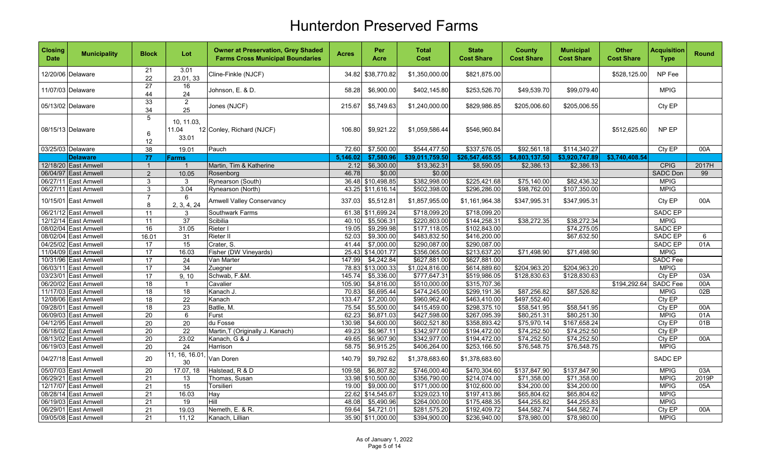# Hunterdon Preserved Farms

| Closing Date | Municipality | Block | Lot | Owner at Preservation, Grey Shaded Farms Cross Municipal Boundaries | Acres | Per Acre | Total Cost | State Cost Share | County Cost Share | Municipal Cost Share | Other Cost Share | Acquisition Type | Round |
|---|---|---|---|---|---|---|---|---|---|---|---|---|---|
| 12/20/06 | Delaware | 21<br>22 | 3.01<br>23.01, 33 | Cline-Finkle (NJCF) | 34.82 | $38,770.82 | $1,350,000.00 | $821,875.00 | | | $528,125.00 | NP Fee | |
| 11/07/03 | Delaware | 27<br>44 | 16<br>24 | Johnson, E. & D. | 58.28 | $6,900.00 | $402,145.80 | $253,526.70 | $49,539.70 | $99,079.40 | | MPIG | |
| 05/13/02 | Delaware | 33<br>34 | 2<br>25 | Jones (NJCF) | 215.67 | $5,749.63 | $1,240,000.00 | $829,986.85 | $205,006.60 | $205,006.55 | | Cty EP | |
| 08/15/13 | Delaware | 5<br>6<br>12 | 10, 11.03, 11.04 12<br>33.01 | Conley, Richard (NJCF) | 106.80 | $9,921.22 | $1,059,586.44 | $546,960.84 | | | $512,625.60 | NP EP | |
| 03/25/03 | Delaware | 38 | 19.01 | Pauch | 72.60 | $7,500.00 | $544,477.50 | $337,576.05 | $92,561.18 | $114,340.27 | | Cty EP | 00A |
| | **Delaware** | **77** | **Farms** | | **5,146.02** | **$7,580.96** | **$39,011,759.50** | **$26,547,465.55** | **$4,803,137.50** | **$3,920,747.89** | **$3,740,408.54** | | |
| 12/18/20 | East Amwell | 1 | 1 | Martin, Tim & Katherine | 2.12 | $6,300.00 | $13,362.31 | $8,590.05 | $2,386.13 | $2,386.13 | | CPIG | 2017H |
| 06/04/97 | East Amwell | 2 | 10.05 | Rosenborg | 46.78 | $0.00 | $0.00 | | | | | SADC Don | 99 |
| 06/27/11 | East Amwell | 3 | 3 | Rynearson (South) | 36.48 | $10,498.85 | $382,998.00 | $225,421.68 | $75,140.00 | $82,436.32 | | MPIG | |
| 06/27/11 | East Amwell | 3 | 3.04 | Rynearson (North) | 43.25 | $11,616.14 | $502,398.00 | $296,286.00 | $98,762.00 | $107,350.00 | | MPIG | |
| 10/15/01 | East Amwell | 7<br>8 | 6<br>2, 3, 4, 24 | Amwell Valley Conservancy | 337.03 | $5,512.81 | $1,857,955.00 | $1,161,964.38 | $347,995.31 | $347,995.31 | | Cty EP | 00A |
| 06/21/12 | East Amwell | 11 | 3 | Southwark Farms | 61.38 | $11,699.24 | $718,099.20 | $718,099.20 | | | | SADC EP | |
| 12/12/14 | East Amwell | 11 | 37 | Scibilia | 40.10 | $5,506.31 | $220,803.00 | $144,258.31 | $38,272.35 | $38,272.34 | | MPIG | |
| 08/02/04 | East Amwell | 16 | 31.05 | Rieter I | 19.05 | $9,299.98 | $177,118.05 | $102,843.00 | | $74,275.05 | | SADC EP | |
| 08/02/04 | East Amwell | 16.01 | 31 | Rieter II | 52.03 | $9,300.00 | $483,832.50 | $416,200.00 | | $67,632.50 | | SADC EP | 6 |
| 04/25/02 | East Amwell | 17 | 15 | Crater, S. | 41.44 | $7,000.00 | $290,087.00 | $290,087.00 | | | | SADC EP | 01A |
| 11/04/09 | East Amwell | 17 | 16.03 | Fisher (DW Vineyards) | 25.43 | $14,001.77 | $356,065.00 | $213,637.20 | $71,498.90 | $71,498.90 | | MPIG | |
| 10/31/96 | East Amwell | 17 | 24 | Van Marter | 147.99 | $4,242.84 | $627,881.00 | $627,881.00 | | | | SADC Fee | |
| 06/03/11 | East Amwell | 17 | 34 | Zuegner | 78.83 | $13,000.33 | $1,024,816.00 | $614,889.60 | $204,963.20 | $204,963.20 | | MPIG | |
| 03/23/01 | East Amwell | 17 | 9, 10 | Schwab, F.&M. | 145.74 | $5,336.00 | $777,647.31 | $519,986.05 | $128,830.63 | $128,830.63 | | Cty EP | 03A |
| 06/20/02 | East Amwell | 18 | 1 | Cavalier | 105.90 | $4,816.00 | $510,000.00 | $315,707.36 | | | $194,292.64 | SADC Fee | 00A |
| 11/17/03 | East Amwell | 18 | 18 | Kanach J. | 70.83 | $6,695.44 | $474,245.00 | $299,191.36 | $87,256.82 | $87,526.82 | | MPIG | 02B |
| 12/08/06 | East Amwell | 18 | 22 | Kanach | 133.47 | $7,200.00 | $960,962.40 | $463,410.00 | $497,552.40 | | | Cty EP | |
| 09/28/01 | East Amwell | 18 | 23 | Batlle, M. | 75.54 | $5,500.00 | $415,459.00 | $298,375.10 | $58,541.95 | $58,541.95 | | Cty EP | 00A |
| 06/09/03 | East Amwell | 20 | 6 | Furst | 62.23 | $6,871.03 | $427,598.00 | $267,095.39 | $80,251.31 | $80,251.30 | | MPIG | 01A |
| 04/12/95 | East Amwell | 20 | 20 | du Fosse | 130.98 | $4,600.00 | $602,521.80 | $358,893.42 | $75,970.14 | $167,658.24 | | Cty EP | 01B |
| 06/18/02 | East Amwell | 20 | 22 | Martin,T (Originally J. Kanach) | 49.23 | $6,967.11 | $342,977.00 | $194,472.00 | $74,252.50 | $74,252.50 | | Cty EP | |
| 08/13/02 | East Amwell | 20 | 23.02 | Kanach, G & J | 49.65 | $6,907.90 | $342,977.00 | $194,472.00 | $74,252.50 | $74,252.50 | | Cty EP | 00A |
| 06/19/03 | East Amwell | 20 | 24 | Harrison | 58.75 | $6,915.25 | $406,264.00 | $253,166.50 | $76,548.75 | $76,548.75 | | MPIG | |
| 04/27/18 | East Amwell | 20 | 11, 16, 16.01, 30 | Van Doren | 140.79 | $9,792.62 | $1,378,683.60 | $1,378,683.60 | | | | SADC EP | |
| 05/07/03 | East Amwell | 20 | 17.07, 18 | Halstead, R & D | 109.58 | $6,807.82 | $746,000.40 | $470,304.60 | $137,847.90 | $137,847.90 | | MPIG | 03A |
| 06/29/21 | East Amwell | 21 | 13 | Thomas, Susan | 33.98 | $10,500.00 | $356,790.00 | $214,074.00 | $71,358.00 | $71,358.00 | | MPIG | 2019P |
| 12/17/07 | East Amwell | 21 | 15 | Torsilieri | 19.00 | $9,000.00 | $171,000.00 | $102,600.00 | $34,200.00 | $34,200.00 | | MPIG | 05A |
| 08/28/14 | East Amwell | 21 | 16.03 | Hay | 22.62 | $14,545.67 | $329,023.10 | $197,413.86 | $65,804.62 | $65,804.62 | | MPIG | |
| 06/19/03 | East Amwell | 21 | 19 | Hill | 48.08 | $5,490.96 | $264,000.00 | $175,488.35 | $44,255.82 | $44,255.83 | | MPIG | |
| 06/29/01 | East Amwell | 21 | 19.03 | Nemeth, E. & R. | 59.64 | $4,721.01 | $281,575.20 | $192,409.72 | $44,582.74 | $44,582.74 | | Cty EP | 00A |
| 09/05/08 | East Amwell | 21 | 11,12 | Kanach, Lillian | 35.90 | $11,000.00 | $394,900.00 | $236,940.00 | $78,980.00 | $78,980.00 | | MPIG | |

As of January 1, 2022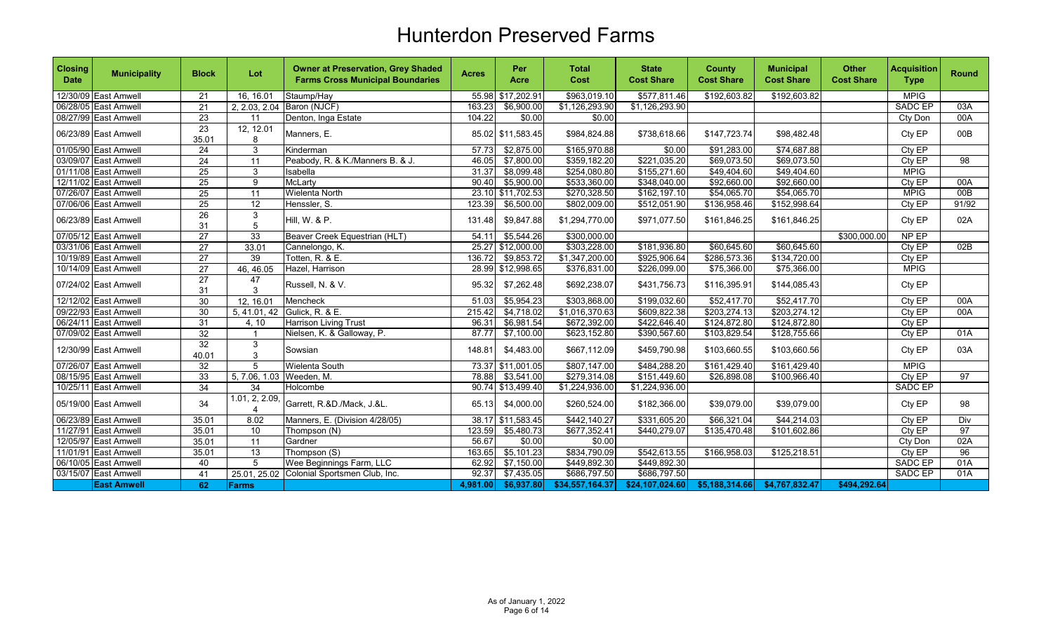# Hunterdon Preserved Farms

| Closing Date | Municipality | Block | Lot | Owner at Preservation, Grey Shaded Farms Cross Municipal Boundaries | Acres | Per Acre | Total Cost | State Cost Share | County Cost Share | Municipal Cost Share | Other Cost Share | Acquisition Type | Round |
|---|---|---|---|---|---|---|---|---|---|---|---|---|---|
| 12/30/09 | East Amwell | 21 | 16, 16.01 | Staump/Hay | 55.98 | $17,202.91 | $963,019.10 | $577,811.46 | $192,603.82 | $192,603.82 | | MPIG | |
| 06/28/05 | East Amwell | 21 | 2, 2.03, 2.04 | Baron (NJCF) | 163.23 | $6,900.00 | $1,126,293.90 | $1,126,293.90 | | | | SADC EP | 03A |
| 08/27/99 | East Amwell | 23 | 11 | Denton, Inga Estate | 104.22 | $0.00 | $0.00 | | | | | Cty Don | 00A |
| 06/23/89 | East Amwell | 23 35.01 | 12, 12.01 8 | Manners, E. | 85.02 | $11,583.45 | $984,824.88 | $738,618.66 | $147,723.74 | $98,482.48 | | Cty EP | 00B |
| 01/05/90 | East Amwell | 24 | 3 | Kinderman | 57.73 | $2,875.00 | $165,970.88 | $0.00 | $91,283.00 | $74,687.88 | | Cty EP | |
| 03/09/07 | East Amwell | 24 | 11 | Peabody, R. & K./Manners B. & J. | 46.05 | $7,800.00 | $359,182.20 | $221,035.20 | $69,073.50 | $69,073.50 | | Cty EP | 98 |
| 01/11/08 | East Amwell | 25 | 3 | Isabella | 31.37 | $8,099.48 | $254,080.80 | $155,271.60 | $49,404.60 | $49,404.60 | | MPIG | |
| 12/11/02 | East Amwell | 25 | 9 | McLarty | 90.40 | $5,900.00 | $533,360.00 | $348,040.00 | $92,660.00 | $92,660.00 | | Cty EP | 00A |
| 07/26/07 | East Amwell | 25 | 11 | Wielenta North | 23.10 | $11,702.53 | $270,328.50 | $162,197.10 | $54,065.70 | $54,065.70 | | MPIG | 00B |
| 07/06/06 | East Amwell | 25 | 12 | Henssler, S. | 123.39 | $6,500.00 | $802,009.00 | $512,051.90 | $136,958.46 | $152,998.64 | | Cty EP | 91/92 |
| 06/23/89 | East Amwell | 26 31 | 3 5 | Hill, W. & P. | 131.48 | $9,847.88 | $1,294,770.00 | $971,077.50 | $161,846.25 | $161,846.25 | | Cty EP | 02A |
| 07/05/12 | East Amwell | 27 | 33 | Beaver Creek Equestrian (HLT) | 54.11 | $5,544.26 | $300,000.00 | | | | $300,000.00 | NP EP | |
| 03/31/06 | East Amwell | 27 | 33.01 | Cannelongo, K. | 25.27 | $12,000.00 | $303,228.00 | $181,936.80 | $60,645.60 | $60,645.60 | | Cty EP | 02B |
| 10/19/89 | East Amwell | 27 | 39 | Totten, R. & E. | 136.72 | $9,853.72 | $1,347,200.00 | $925,906.64 | $286,573.36 | $134,720.00 | | Cty EP | |
| 10/14/09 | East Amwell | 27 | 46, 46.05 | Hazel, Harrison | 28.99 | $12,998.65 | $376,831.00 | $226,099.00 | $75,366.00 | $75,366.00 | | MPIG | |
| 07/24/02 | East Amwell | 27 31 | 47 3 | Russell, N. & V. | 95.32 | $7,262.48 | $692,238.07 | $431,756.73 | $116,395.91 | $144,085.43 | | Cty EP | |
| 12/12/02 | East Amwell | 30 | 12, 16.01 | Mencheck | 51.03 | $5,954.23 | $303,868.00 | $199,032.60 | $52,417.70 | $52,417.70 | | Cty EP | 00A |
| 09/22/93 | East Amwell | 30 | 5, 41.01, 42 | Gulick, R. & E. | 215.42 | $4,718.02 | $1,016,370.63 | $609,822.38 | $203,274.13 | $203,274.12 | | Cty EP | 00A |
| 06/24/11 | East Amwell | 31 | 4, 10 | Harrison Living Trust | 96.31 | $6,981.54 | $672,392.00 | $422,646.40 | $124,872.80 | $124,872.80 | | Cty EP | |
| 07/09/02 | East Amwell | 32 | 1 | Nielsen, K. & Galloway, P. | 87.77 | $7,100.00 | $623,152.80 | $390,567.60 | $103,829.54 | $128,755.66 | | Cty EP | 01A |
| 12/30/99 | East Amwell | 32 40.01 | 3 3 | Sowsian | 148.81 | $4,483.00 | $667,112.09 | $459,790.98 | $103,660.55 | $103,660.56 | | Cty EP | 03A |
| 07/26/07 | East Amwell | 32 | 5 | Wielenta South | 73.37 | $11,001.05 | $807,147.00 | $484,288.20 | $161,429.40 | $161,429.40 | | MPIG | |
| 08/15/95 | East Amwell | 33 | 5, 7.06, 1.03 | Weeden, M. | 78.88 | $3,541.00 | $279,314.08 | $151,449.60 | $26,898.08 | $100,966.40 | | Cty EP | 97 |
| 10/25/11 | East Amwell | 34 | 34 | Holcombe | 90.74 | $13,499.40 | $1,224,936.00 | $1,224,936.00 | | | | SADC EP | |
| 05/19/00 | East Amwell | 34 | 1.01, 2, 2.09, 4 | Garrett, R.&D./Mack, J.&L. | 65.13 | $4,000.00 | $260,524.00 | $182,366.00 | $39,079.00 | $39,079.00 | | Cty EP | 98 |
| 06/23/89 | East Amwell | 35.01 | 8.02 | Manners, E. (Division 4/28/05) | 38.17 | $11,583.45 | $442,140.27 | $331,605.20 | $66,321.04 | $44,214.03 | | Cty EP | Div |
| 11/27/91 | East Amwell | 35.01 | 10 | Thompson (N) | 123.59 | $5,480.73 | $677,352.41 | $440,279.07 | $135,470.48 | $101,602.86 | | Cty EP | 97 |
| 12/05/97 | East Amwell | 35.01 | 11 | Gardner | 56.67 | $0.00 | $0.00 | | | | | Cty Don | 02A |
| 11/01/91 | East Amwell | 35.01 | 13 | Thompson (S) | 163.65 | $5,101.23 | $834,790.09 | $542,613.55 | $166,958.03 | $125,218.51 | | Cty EP | 96 |
| 06/10/05 | East Amwell | 40 | 5 | Wee Beginnings Farm, LLC | 62.92 | $7,150.00 | $449,892.30 | $449,892.30 | | | | SADC EP | 01A |
| 03/15/07 | East Amwell | 41 | 25.01, 25.02 | Colonial Sportsmen Club, Inc. | 92.37 | $7,435.05 | $686,797.50 | $686,797.50 | | | | SADC EP | 01A |
| | **East Amwell** | **62** | **Farms** | | **4,981.00** | **$6,937.80** | **$34,557,164.37** | **$24,107,024.60** | **$5,188,314.66** | **$4,767,832.47** | **$494,292.64** | | |

As of January 1, 2022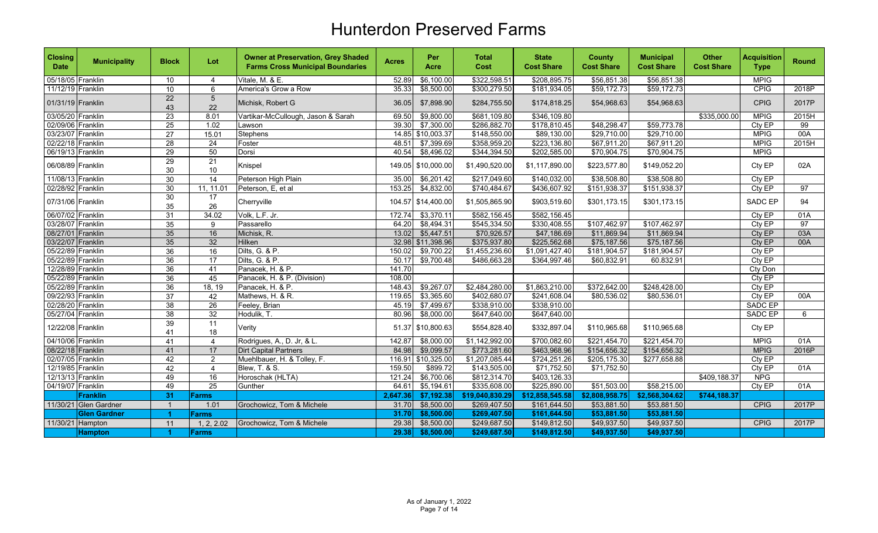# Hunterdon Preserved Farms

| Closing Date | Municipality | Block | Lot | Owner at Preservation, Grey Shaded Farms Cross Municipal Boundaries | Acres | Per Acre | Total Cost | State Cost Share | County Cost Share | Municipal Cost Share | Other Cost Share | Acquisition Type | Round |
|---|---|---|---|---|---|---|---|---|---|---|---|---|---|
| 05/18/05 | Franklin | 10 | 4 | Vitale, M. & E. | 52.89 | $6,100.00 | $322,598.51 | $208,895.75 | $56,851.38 | $56,851.38 | | MPIG | |
| 11/12/19 | Franklin | 10 | 6 | America's Grow a Row | 35.33 | $8,500.00 | $300,279.50 | $181,934.05 | $59,172.73 | $59,172.73 | | CPIG | 2018P |
| 01/31/19 | Franklin | 22<br>43 | 5<br>22 | Michisk, Robert G | 36.05 | $7,898.90 | $284,755.50 | $174,818.25 | $54,968.63 | $54,968.63 | | CPIG | 2017P |
| 03/05/20 | Franklin | 23 | 8.01 | Vartikar-McCullough, Jason & Sarah | 69.50 | $9,800.00 | $681,109.80 | $346,109.80 | | | $335,000.00 | MPIG | 2015H |
| 02/09/06 | Franklin | 25 | 1.02 | Lawson | 39.30 | $7,300.00 | $286,882.70 | $178,810.45 | $48,298.47 | $59,773.78 | | Cty EP | 99 |
| 03/23/07 | Franklin | 27 | 15.01 | Stephens | 14.85 | $10,003.37 | $148,550.00 | $89,130.00 | $29,710.00 | $29,710.00 | | MPIG | 00A |
| 02/22/18 | Franklin | 28 | 24 | Foster | 48.51 | $7,399.69 | $358,959.20 | $223,136.80 | $67,911.20 | $67,911.20 | | MPIG | 2015H |
| 06/19/13 | Franklin | 29 | 50 | Dorsi | 40.54 | $8,496.02 | $344,394.50 | $202,585.00 | $70,904.75 | $70,904.75 | | MPIG | |
| 06/08/89 | Franklin | 29<br>30 | 21<br>10 | Knispel | 149.05 | $10,000.00 | $1,490,520.00 | $1,117,890.00 | $223,577.80 | $149,052.20 | | Cty EP | 02A |
| 11/08/13 | Franklin | 30 | 14 | Peterson High Plain | 35.00 | $6,201.42 | $217,049.60 | $140,032.00 | $38,508.80 | $38,508.80 | | Cty EP | |
| 02/28/92 | Franklin | 30 | 11, 11.01 | Peterson, E, et al | 153.25 | $4,832.00 | $740,484.67 | $436,607.92 | $151,938.37 | $151,938.37 | | Cty EP | 97 |
| 07/31/06 | Franklin | 30<br>35 | 17<br>26 | Cherryville | 104.57 | $14,400.00 | $1,505,865.90 | $903,519.60 | $301,173.15 | $301,173.15 | | SADC EP | 94 |
| 06/07/02 | Franklin | 31 | 34.02 | Volk, L.F. Jr. | 172.74 | $3,370.11 | $582,156.45 | $582,156.45 | | | | Cty EP | 01A |
| 03/28/07 | Franklin | 35 | 9 | Passarello | 64.20 | $8,494.31 | $545,334.50 | $330,408.55 | $107,462.97 | $107,462.97 | | Cty EP | 97 |
| 08/27/01 | Franklin | 35 | 16 | Michisk, R. | 13.02 | $5,447.51 | $70,926.57 | $47,186.69 | $11,869.94 | $11,869.94 | | Cty EP | 03A |
| 03/22/07 | Franklin | 35 | 32 | Hilken | 32.98 | $11,398.96 | $375,937.80 | $225,562.68 | $75,187.56 | $75,187.56 | | Cty EP | 00A |
| 05/22/89 | Franklin | 36 | 16 | Dilts, G. & P. | 150.02 | $9,700.22 | $1,455,236.60 | $1,091,427.40 | $181,904.57 | $181,904.57 | | Cty EP | |
| 05/22/89 | Franklin | 36 | 17 | Dilts, G. & P. | 50.17 | $9,700.48 | $486,663.28 | $364,997.46 | $60,832.91 | 60.832.91 | | Cty EP | |
| 12/28/89 | Franklin | 36 | 41 | Panacek, H. & P. | 141.70 | | | | | | | Cty Don | |
| 05/22/89 | Franklin | 36 | 45 | Panacek, H. & P. (Division) | 108.00 | | | | | | | Cty EP | |
| 05/22/89 | Franklin | 36 | 18, 19 | Panacek, H. & P. | 148.43 | $9,267.07 | $2,484,280.00 | $1,863,210.00 | $372,642.00 | $248,428.00 | | Cty EP | |
| 09/22/93 | Franklin | 37 | 42 | Mathews, H. & R. | 119.65 | $3,365.60 | $402,680.07 | $241,608.04 | $80,536.02 | $80,536.01 | | Cty EP | 00A |
| 02/28/20 | Franklin | 38 | 26 | Feeley, Brian | 45.19 | $7,499.67 | $338,910.00 | $338,910.00 | | | | SADC EP | |
| 05/27/04 | Franklin | 38 | 32 | Hodulik, T. | 80.96 | $8,000.00 | $647,640.00 | $647,640.00 | | | | SADC EP | 6 |
| 12/22/08 | Franklin | 39<br>41 | 11<br>18 | Verity | 51.37 | $10,800.63 | $554,828.40 | $332,897.04 | $110,965.68 | $110,965.68 | | Cty EP | |
| 04/10/06 | Franklin | 41 | 4 | Rodrigues, A., D. Jr, & L. | 142.87 | $8,000.00 | $1,142,992.00 | $700,082.60 | $221,454.70 | $221,454.70 | | MPIG | 01A |
| 08/22/18 | Franklin | 41 | 17 | Dirt Capital Partners | 84.98 | $9,099.57 | $773,281.60 | $463,968.96 | $154,656.32 | $154,656.32 | | MPIG | 2016P |
| 02/07/05 | Franklin | 42 | 2 | Muehlbauer, H. & Tolley, F. | 116.91 | $10,325.00 | $1,207,085.44 | $724,251.26 | $205,175.30 | $277,658.88 | | Cty EP | |
| 12/19/85 | Franklin | 42 | 4 | Blew, T. & S. | 159.50 | $899.72 | $143,505.00 | $71,752.50 | $71,752.50 | | | Cty EP | 01A |
| 12/13/13 | Franklin | 49 | 16 | Horoschak (HLTA) | 121.24 | $6,700.06 | $812,314.70 | $403,126.33 | | | $409,188.37 | NPG | |
| 04/19/07 | Franklin | 49 | 25 | Gunther | 64.61 | $5,194.61 | $335,608.00 | $225,890.00 | $51,503.00 | $58,215.00 | | Cty EP | 01A |
| | **Franklin** | **31** | **Farms** | | **2,647.36** | **$7,192.38** | **$19,040,830.29** | **$12,858,545.58** | **$2,808,958.75** | **$2,568,304.62** | **$744,188.37** | | |
| 11/30/21 | Glen Gardner | 1 | 1.01 | Grochowicz, Tom & Michele | 31.70 | $8,500.00 | $269,407.50 | $161,644.50 | $53,881.50 | $53,881.50 | | CPIG | 2017P |
| | **Glen Gardner** | **1** | **Farms** | | **31.70** | **$8,500.00** | **$269,407.50** | **$161,644.50** | **$53,881.50** | **$53,881.50** | | | |
| 11/30/21 | Hampton | 11 | 1, 2, 2.02 | Grochowicz, Tom & Michele | 29.38 | $8,500.00 | $249,687.50 | $149,812.50 | $49,937.50 | $49,937.50 | | CPIG | 2017P |
| | **Hampton** | **1** | **Farms** | | **29.38** | **$8,500.00** | **$249,687.50** | **$149,812.50** | **$49,937.50** | **$49,937.50** | | | |

As of January 1, 2022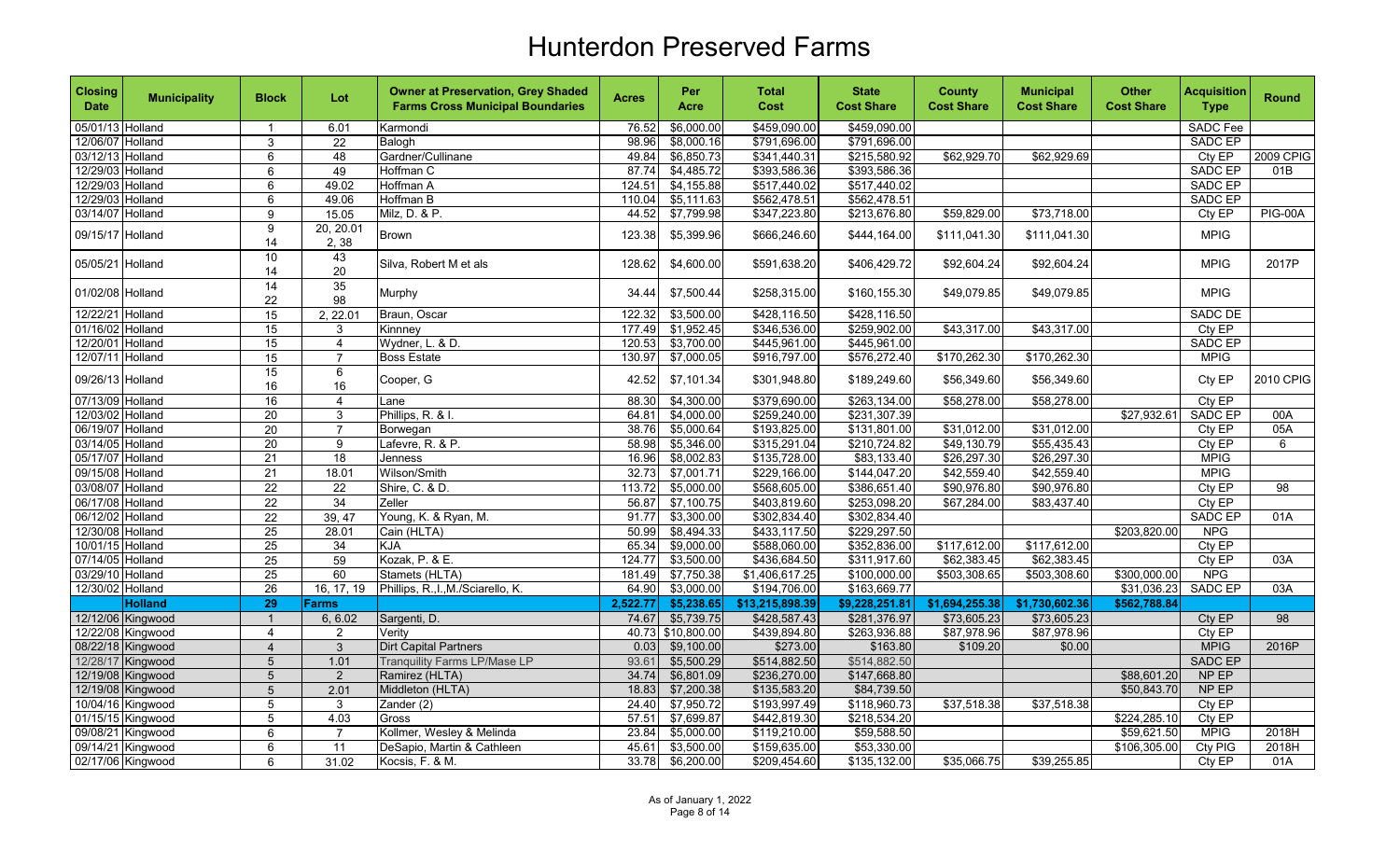# Hunterdon Preserved Farms

| Closing Date | Municipality | Block | Lot | Owner at Preservation, Grey Shaded Farms Cross Municipal Boundaries | Acres | Per Acre | Total Cost | State Cost Share | County Cost Share | Municipal Cost Share | Other Cost Share | Acquisition Type | Round |
|---|---|---|---|---|---|---|---|---|---|---|---|---|---|
| 05/01/13 | Holland | 1 | 6.01 | Karmondi | 76.52 | $6,000.00 | $459,090.00 | $459,090.00 | | | | SADC Fee | |
| 12/06/07 | Holland | 3 | 22 | Balogh | 98.96 | $8,000.16 | $791,696.00 | $791,696.00 | | | | SADC EP | |
| 03/12/13 | Holland | 6 | 48 | Gardner/Cullinane | 49.84 | $6,850.73 | $341,440.31 | $215,580.92 | $62,929.70 | $62,929.69 | | Cty EP | 2009 CPIG |
| 12/29/03 | Holland | 6 | 49 | Hoffman C | 87.74 | $4,485.72 | $393,586.36 | $393,586.36 | | | | SADC EP | 01B |
| 12/29/03 | Holland | 6 | 49.02 | Hoffman A | 124.51 | $4,155.88 | $517,440.02 | $517,440.02 | | | | SADC EP | |
| 12/29/03 | Holland | 6 | 49.06 | Hoffman B | 110.04 | $5,111.63 | $562,478.51 | $562,478.51 | | | | SADC EP | |
| 03/14/07 | Holland | 9 | 15.05 | Milz, D. & P. | 44.52 | $7,799.98 | $347,223.80 | $213,676.80 | $59,829.00 | $73,718.00 | | Cty EP | PIG-00A |
| 09/15/17 | Holland | 9<br>14 | 20, 20.01<br>2, 38 | Brown | 123.38 | $5,399.96 | $666,246.60 | $444,164.00 | $111,041.30 | $111,041.30 | | MPIG | |
| 05/05/21 | Holland | 10<br>14 | 43<br>20 | Silva, Robert M et als | 128.62 | $4,600.00 | $591,638.20 | $406,429.72 | $92,604.24 | $92,604.24 | | MPIG | 2017P |
| 01/02/08 | Holland | 14<br>22 | 35<br>98 | Murphy | 34.44 | $7,500.44 | $258,315.00 | $160,155.30 | $49,079.85 | $49,079.85 | | MPIG | |
| 12/22/21 | Holland | 15 | 2, 22.01 | Braun, Oscar | 122.32 | $3,500.00 | $428,116.50 | $428,116.50 | | | | SADC DE | |
| 01/16/02 | Holland | 15 | 3 | Kinnney | 177.49 | $1,952.45 | $346,536.00 | $259,902.00 | $43,317.00 | $43,317.00 | | Cty EP | |
| 12/20/01 | Holland | 15 | 4 | Wydner, L. & D. | 120.53 | $3,700.00 | $445,961.00 | $445,961.00 | | | | SADC EP | |
| 12/07/11 | Holland | 15 | 7 | Boss Estate | 130.97 | $7,000.05 | $916,797.00 | $576,272.40 | $170,262.30 | $170,262.30 | | MPIG | |
| 09/26/13 | Holland | 15<br>16 | 6<br>16 | Cooper, G | 42.52 | $7,101.34 | $301,948.80 | $189,249.60 | $56,349.60 | $56,349.60 | | Cty EP | 2010 CPIG |
| 07/13/09 | Holland | 16 | 4 | Lane | 88.30 | $4,300.00 | $379,690.00 | $263,134.00 | $58,278.00 | $58,278.00 | | Cty EP | |
| 12/03/02 | Holland | 20 | 3 | Phillips, R. & I. | 64.81 | $4,000.00 | $259,240.00 | $231,307.39 | | | $27,932.61 | SADC EP | 00A |
| 06/19/07 | Holland | 20 | 7 | Borwegan | 38.76 | $5,000.64 | $193,825.00 | $131,801.00 | $31,012.00 | $31,012.00 | | Cty EP | 05A |
| 03/14/05 | Holland | 20 | 9 | Lafevre, R. & P. | 58.98 | $5,346.00 | $315,291.04 | $210,724.82 | $49,130.79 | $55,435.43 | | Cty EP | 6 |
| 05/17/07 | Holland | 21 | 18 | Jenness | 16.96 | $8,002.83 | $135,728.00 | $83,133.40 | $26,297.30 | $26,297.30 | | MPIG | |
| 09/15/08 | Holland | 21 | 18.01 | Wilson/Smith | 32.73 | $7,001.71 | $229,166.00 | $144,047.20 | $42,559.40 | $42,559.40 | | MPIG | |
| 03/08/07 | Holland | 22 | 22 | Shire, C. & D. | 113.72 | $5,000.00 | $568,605.00 | $386,651.40 | $90,976.80 | $90,976.80 | | Cty EP | 98 |
| 06/17/08 | Holland | 22 | 34 | Zeller | 56.87 | $7,100.75 | $403,819.60 | $253,098.20 | $67,284.00 | $83,437.40 | | Cty EP | |
| 06/12/02 | Holland | 22 | 39, 47 | Young, K. & Ryan, M. | 91.77 | $3,300.00 | $302,834.40 | $302,834.40 | | | | SADC EP | 01A |
| 12/30/08 | Holland | 25 | 28.01 | Cain (HLTA) | 50.99 | $8,494.33 | $433,117.50 | $229,297.50 | | | $203,820.00 | NPG | |
| 10/01/15 | Holland | 25 | 34 | KJA | 65.34 | $9,000.00 | $588,060.00 | $352,836.00 | $117,612.00 | $117,612.00 | | Cty EP | |
| 07/14/05 | Holland | 25 | 59 | Kozak, P. & E. | 124.77 | $3,500.00 | $436,684.50 | $311,917.60 | $62,383.45 | $62,383.45 | | Cty EP | 03A |
| 03/29/10 | Holland | 25 | 60 | Stamets (HLTA) | 181.49 | $7,750.38 | $1,406,617.25 | $100,000.00 | $503,308.65 | $503,308.60 | $300,000.00 | NPG | |
| 12/30/02 | Holland | 26 | 16, 17, 19 | Phillips, R.,I.,M./Sciarello, K. | 64.90 | $3,000.00 | $194,706.00 | $163,669.77 | | | $31,036.23 | SADC EP | 03A |
| | **Holland** | **29** | **Farms** | | **2,522.77** | **$5,238.65** | **$13,215,898.39** | **$9,228,251.81** | **$1,694,255.38** | **$1,730,602.36** | **$562,788.84** | | |
| 12/12/06 | Kingwood | 1 | 6, 6.02 | Sargenti, D. | 74.67 | $5,739.75 | $428,587.43 | $281,376.97 | $73,605.23 | $73,605.23 | | Cty EP | 98 |
| 12/22/08 | Kingwood | 4 | 2 | Verity | 40.73 | $10,800.00 | $439,894.80 | $263,936.88 | $87,978.96 | $87,978.96 | | Cty EP | |
| 08/22/18 | Kingwood | 4 | 3 | Dirt Capital Partners | 0.03 | $9,100.00 | $273.00 | $163.80 | $109.20 | $0.00 | | MPIG | 2016P |
| 12/28/17 | Kingwood | 5 | 1.01 | Tranquility Farms LP/Mase LP | 93.61 | $5,500.29 | $514,882.50 | $514,882.50 | | | | SADC EP | |
| 12/19/08 | Kingwood | 5 | 2 | Ramirez (HLTA) | 34.74 | $6,801.09 | $236,270.00 | $147,668.80 | | | $88,601.20 | NP EP | |
| 12/19/08 | Kingwood | 5 | 2.01 | Middleton (HLTA) | 18.83 | $7,200.38 | $135,583.20 | $84,739.50 | | | $50,843.70 | NP EP | |
| 10/04/16 | Kingwood | 5 | 3 | Zander (2) | 24.40 | $7,950.72 | $193,997.49 | $118,960.73 | $37,518.38 | $37,518.38 | | Cty EP | |
| 01/15/15 | Kingwood | 5 | 4.03 | Gross | 57.51 | $7,699.87 | $442,819.30 | $218,534.20 | | | $224,285.10 | Cty EP | |
| 09/08/21 | Kingwood | 6 | 7 | Kollmer, Wesley & Melinda | 23.84 | $5,000.00 | $119,210.00 | $59,588.50 | | | $59,621.50 | MPIG | 2018H |
| 09/14/21 | Kingwood | 6 | 11 | DeSapio, Martin & Cathleen | 45.61 | $3,500.00 | $159,635.00 | $53,330.00 | | | $106,305.00 | Cty PIG | 2018H |
| 02/17/06 | Kingwood | 6 | 31.02 | Kocsis, F. & M. | 33.78 | $6,200.00 | $209,454.60 | $135,132.00 | $35,066.75 | $39,255.85 | | Cty EP | 01A |

As of January 1, 2022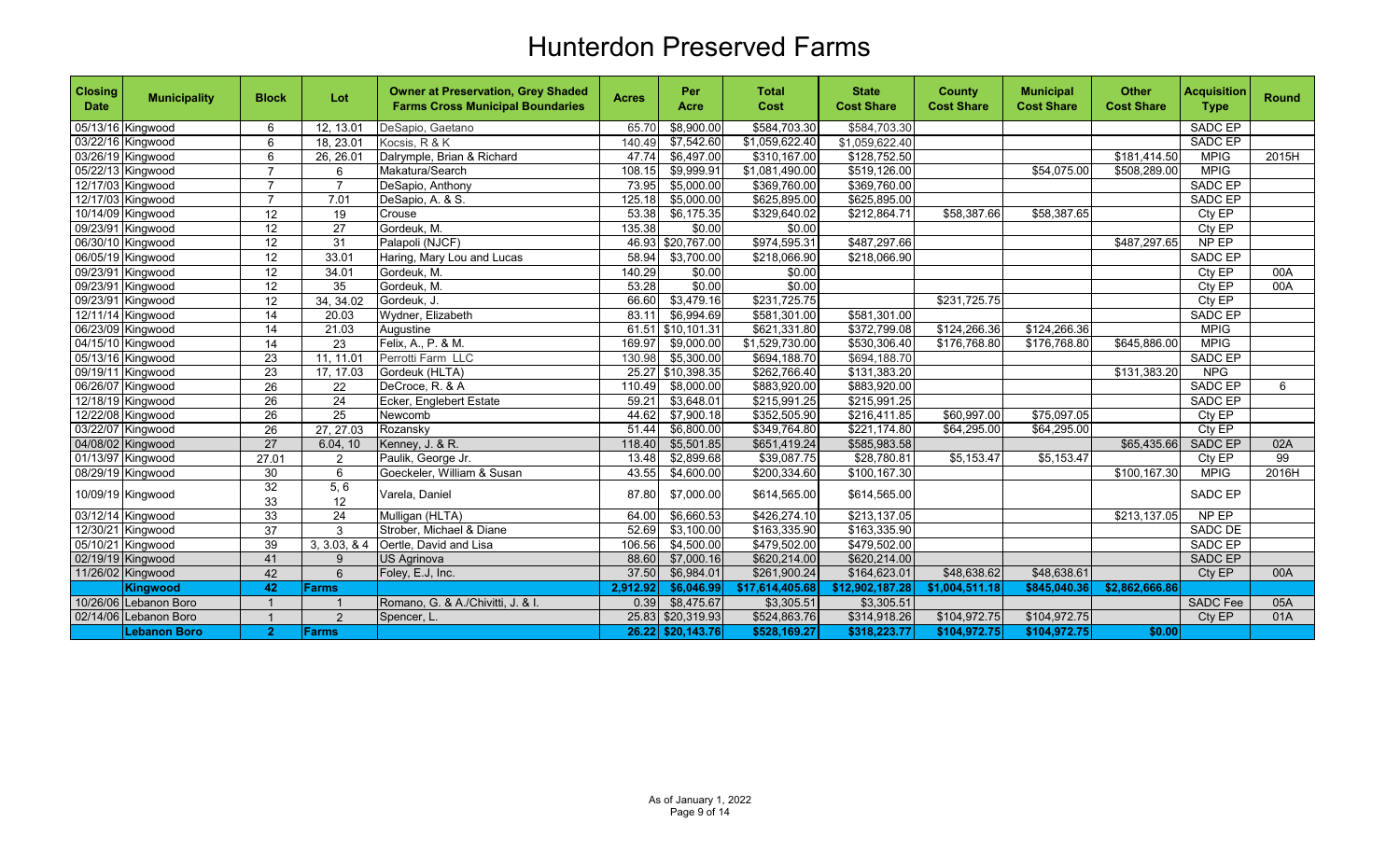# Hunterdon Preserved Farms

| Closing Date | Municipality | Block | Lot | Owner at Preservation, Grey Shaded Farms Cross Municipal Boundaries | Acres | Per Acre | Total Cost | State Cost Share | County Cost Share | Municipal Cost Share | Other Cost Share | Acquisition Type | Round |
|---|---|---|---|---|---|---|---|---|---|---|---|---|---|
| 05/13/16 | Kingwood | 6 | 12, 13.01 | DeSapio, Gaetano | 65.70 | $8,900.00 | $584,703.30 | $584,703.30 | | | | SADC EP | |
| 03/22/16 | Kingwood | 6 | 18, 23.01 | Kocsis, R & K | 140.49 | $7,542.60 | $1,059,622.40 | $1,059,622.40 | | | | SADC EP | |
| 03/26/19 | Kingwood | 6 | 26, 26.01 | Dalrymple, Brian & Richard | 47.74 | $6,497.00 | $310,167.00 | $128,752.50 | | | $181,414.50 | MPIG | 2015H |
| 05/22/13 | Kingwood | 7 | 6 | Makatura/Search | 108.15 | $9,999.91 | $1,081,490.00 | $519,126.00 | | $54,075.00 | $508,289.00 | MPIG | |
| 12/17/03 | Kingwood | 7 | 7 | DeSapio, Anthony | 73.95 | $5,000.00 | $369,760.00 | $369,760.00 | | | | SADC EP | |
| 12/17/03 | Kingwood | 7 | 7.01 | DeSapio, A. & S. | 125.18 | $5,000.00 | $625,895.00 | $625,895.00 | | | | SADC EP | |
| 10/14/09 | Kingwood | 12 | 19 | Crouse | 53.38 | $6,175.35 | $329,640.02 | $212,864.71 | $58,387.66 | $58,387.65 | | Cty EP | |
| 09/23/91 | Kingwood | 12 | 27 | Gordeuk, M. | 135.38 | $0.00 | $0.00 | | | | | Cty EP | |
| 06/30/10 | Kingwood | 12 | 31 | Palapoli (NJCF) | 46.93 | $20,767.00 | $974,595.31 | $487,297.66 | | | $487,297.65 | NP EP | |
| 06/05/19 | Kingwood | 12 | 33.01 | Haring, Mary Lou and Lucas | 58.94 | $3,700.00 | $218,066.90 | $218,066.90 | | | | SADC EP | |
| 09/23/91 | Kingwood | 12 | 34.01 | Gordeuk, M. | 140.29 | $0.00 | $0.00 | | | | | Cty EP | 00A |
| 09/23/91 | Kingwood | 12 | 35 | Gordeuk, M. | 53.28 | $0.00 | $0.00 | | | | | Cty EP | 00A |
| 09/23/91 | Kingwood | 12 | 34, 34.02 | Gordeuk, J. | 66.60 | $3,479.16 | $231,725.75 | | $231,725.75 | | | Cty EP | |
| 12/11/14 | Kingwood | 14 | 20.03 | Wydner, Elizabeth | 83.11 | $6,994.69 | $581,301.00 | $581,301.00 | | | | SADC EP | |
| 06/23/09 | Kingwood | 14 | 21.03 | Augustine | 61.51 | $10,101.31 | $621,331.80 | $372,799.08 | $124,266.36 | $124,266.36 | | MPIG | |
| 04/15/10 | Kingwood | 14 | 23 | Felix, A., P. & M. | 169.97 | $9,000.00 | $1,529,730.00 | $530,306.40 | $176,768.80 | $176,768.80 | $645,886.00 | MPIG | |
| 05/13/16 | Kingwood | 23 | 11, 11.01 | Perrotti Farm LLC | 130.98 | $5,300.00 | $694,188.70 | $694,188.70 | | | | SADC EP | |
| 09/19/11 | Kingwood | 23 | 17, 17.03 | Gordeuk (HLTA) | 25.27 | $10,398.35 | $262,766.40 | $131,383.20 | | | $131,383.20 | NPG | |
| 06/26/07 | Kingwood | 26 | 22 | DeCroce, R. & A | 110.49 | $8,000.00 | $883,920.00 | $883,920.00 | | | | SADC EP | 6 |
| 12/18/19 | Kingwood | 26 | 24 | Ecker, Englebert Estate | 59.21 | $3,648.01 | $215,991.25 | $215,991.25 | | | | SADC EP | |
| 12/22/08 | Kingwood | 26 | 25 | Newcomb | 44.62 | $7,900.18 | $352,505.90 | $216,411.85 | $60,997.00 | $75,097.05 | | Cty EP | |
| 03/22/07 | Kingwood | 26 | 27, 27.03 | Rozansky | 51.44 | $6,800.00 | $349,764.80 | $221,174.80 | $64,295.00 | $64,295.00 | | Cty EP | |
| 04/08/02 | Kingwood | 27 | 6.04, 10 | Kenney, J. & R. | 118.40 | $5,501.85 | $651,419.24 | $585,983.58 | | | $65,435.66 | SADC EP | 02A |
| 01/13/97 | Kingwood | 27.01 | 2 | Paulik, George Jr. | 13.48 | $2,899.68 | $39,087.75 | $28,780.81 | $5,153.47 | $5,153.47 | | Cty EP | 99 |
| 08/29/19 | Kingwood | 30 | 6 | Goeckeler, William & Susan | 43.55 | $4,600.00 | $200,334.60 | $100,167.30 | | | $100,167.30 | MPIG | 2016H |
| 10/09/19 | Kingwood | 32<br>33 | 5, 6<br>12 | Varela, Daniel | 87.80 | $7,000.00 | $614,565.00 | $614,565.00 | | | | SADC EP | |
| 03/12/14 | Kingwood | 33 | 24 | Mulligan (HLTA) | 64.00 | $6,660.53 | $426,274.10 | $213,137.05 | | | $213,137.05 | NP EP | |
| 12/30/21 | Kingwood | 37 | 3 | Strober, Michael & Diane | 52.69 | $3,100.00 | $163,335.90 | $163,335.90 | | | | SADC DE | |
| 05/10/21 | Kingwood | 39 | 3, 3.03, & 4 | Oertle, David and Lisa | 106.56 | $4,500.00 | $479,502.00 | $479,502.00 | | | | SADC EP | |
| 02/19/19 | Kingwood | 41 | 9 | US Agrinova | 88.60 | $7,000.16 | $620,214.00 | $620,214.00 | | | | SADC EP | |
| 11/26/02 | Kingwood | 42 | 6 | Foley, E.J, Inc. | 37.50 | $6,984.01 | $261,900.24 | $164,623.01 | $48,638.62 | $48,638.61 | | Cty EP | 00A |
| | **Kingwood** | **42** | **Farms** | | **2,912.92** | **$6,046.99** | **$17,614,405.68** | **$12,902,187.28** | **$1,004,511.18** | **$845,040.36** | **$2,862,666.86** | | |
| 10/26/06 | Lebanon Boro | 1 | 1 | Romano, G. & A./Chivitti, J. & I. | 0.39 | $8,475.67 | $3,305.51 | $3,305.51 | | | | SADC Fee | 05A |
| 02/14/06 | Lebanon Boro | 1 | 2 | Spencer, L. | 25.83 | $20,319.93 | $524,863.76 | $314,918.26 | $104,972.75 | $104,972.75 | | Cty EP | 01A |
| | **Lebanon Boro** | **2** | **Farms** | | **26.22** | **$20,143.76** | **$528,169.27** | **$318,223.77** | **$104,972.75** | **$104,972.75** | **$0.00** | | |

As of January 1, 2022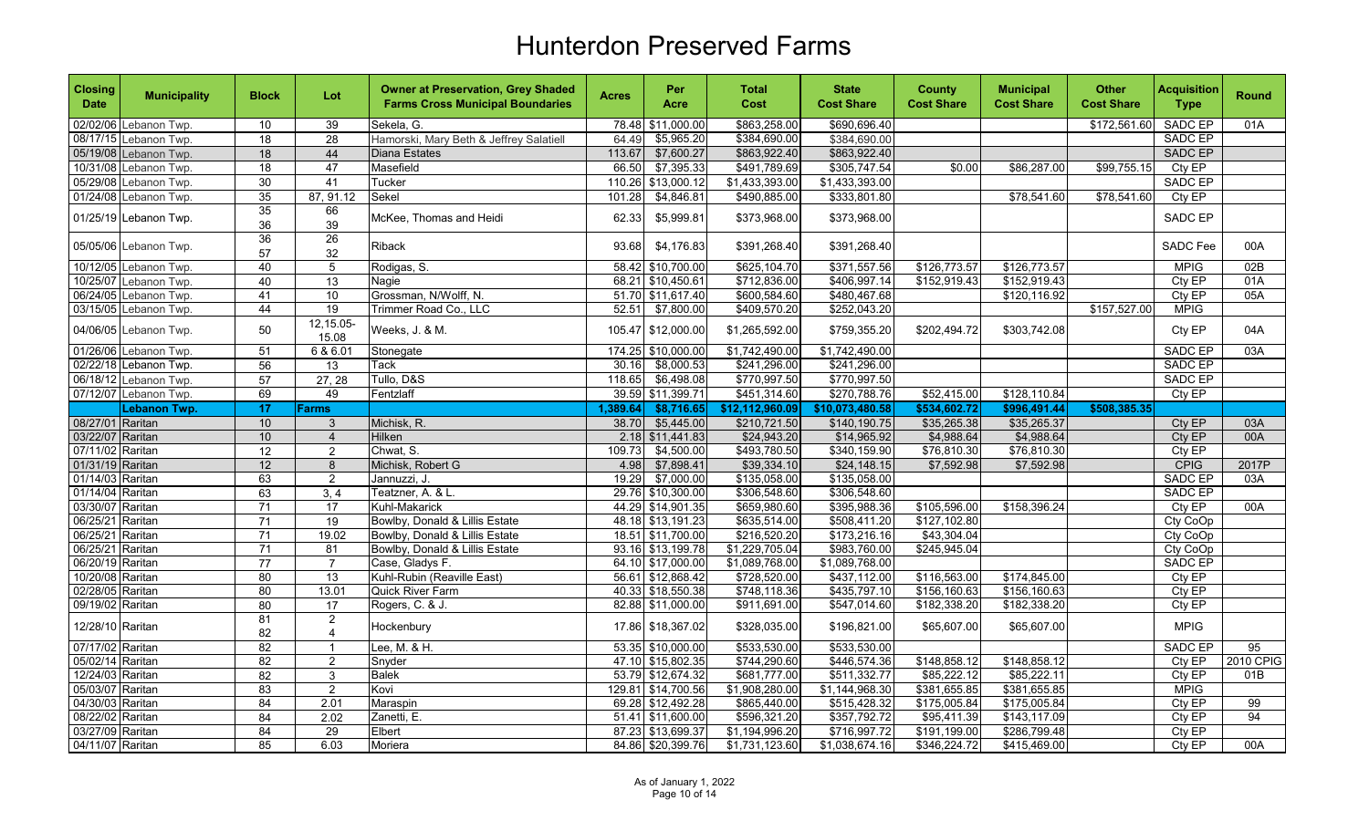# Hunterdon Preserved Farms

| Closing Date | Municipality | Block | Lot | Owner at Preservation, Grey Shaded Farms Cross Municipal Boundaries | Acres | Per Acre | Total Cost | State Cost Share | County Cost Share | Municipal Cost Share | Other Cost Share | Acquisition Type | Round |
|---|---|---|---|---|---|---|---|---|---|---|---|---|---|
| 02/02/06 | Lebanon Twp. | 10 | 39 | Sekela, G. | 78.48 | $11,000.00 | $863,258.00 | $690,696.40 | | | $172,561.60 | SADC EP | 01A |
| 08/17/15 | Lebanon Twp. | 18 | 28 | Hamorski, Mary Beth & Jeffrey Salatiell | 64.49 | $5,965.20 | $384,690.00 | $384,690.00 | | | | SADC EP | |
| 05/19/08 | Lebanon Twp. | 18 | 44 | Diana Estates | 113.67 | $7,600.27 | $863,922.40 | $863,922.40 | | | | SADC EP | |
| 10/31/08 | Lebanon Twp. | 18 | 47 | Masefield | 66.50 | $7,395.33 | $491,789.69 | $305,747.54 | $0.00 | $86,287.00 | $99,755.15 | Cty EP | |
| 05/29/08 | Lebanon Twp. | 30 | 41 | Tucker | 110.26 | $13,000.12 | $1,433,393.00 | $1,433,393.00 | | | | SADC EP | |
| 01/24/08 | Lebanon Twp. | 35 | 87, 91.12 | Sekel | 101.28 | $4,846.81 | $490,885.00 | $333,801.80 | | $78,541.60 | $78,541.60 | Cty EP | |
| 01/25/19 | Lebanon Twp. | 35<br>36 | 66<br>39 | McKee, Thomas and Heidi | 62.33 | $5,999.81 | $373,968.00 | $373,968.00 | | | | SADC EP | |
| 05/05/06 | Lebanon Twp. | 36<br>57 | 26<br>32 | Riback | 93.68 | $4,176.83 | $391,268.40 | $391,268.40 | | | | SADC Fee | 00A |
| 10/12/05 | Lebanon Twp. | 40 | 5 | Rodigas, S. | 58.42 | $10,700.00 | $625,104.70 | $371,557.56 | $126,773.57 | $126,773.57 | | MPIG | 02B |
| 10/25/07 | Lebanon Twp. | 40 | 13 | Nagie | 68.21 | $10,450.61 | $712,836.00 | $406,997.14 | $152,919.43 | $152,919.43 | | Cty EP | 01A |
| 06/24/05 | Lebanon Twp. | 41 | 10 | Grossman, N/Wolff, N. | 51.70 | $11,617.40 | $600,584.60 | $480,467.68 | | $120,116.92 | | Cty EP | 05A |
| 03/15/05 | Lebanon Twp. | 44 | 19 | Trimmer Road Co., LLC | 52.51 | $7,800.00 | $409,570.20 | $252,043.20 | | | $157,527.00 | MPIG | |
| 04/06/05 | Lebanon Twp. | 50 | 12,15.05-15.08 | Weeks, J. & M. | 105.47 | $12,000.00 | $1,265,592.00 | $759,355.20 | $202,494.72 | $303,742.08 | | Cty EP | 04A |
| 01/26/06 | Lebanon Twp. | 51 | 6 & 6.01 | Stonegate | 174.25 | $10,000.00 | $1,742,490.00 | $1,742,490.00 | | | | SADC EP | 03A |
| 02/22/18 | Lebanon Twp. | 56 | 13 | Tack | 30.16 | $8,000.53 | $241,296.00 | $241,296.00 | | | | SADC EP | |
| 06/18/12 | Lebanon Twp. | 57 | 27, 28 | Tullo, D&S | 118.65 | $6,498.08 | $770,997.50 | $770,997.50 | | | | SADC EP | |
| 07/12/07 | Lebanon Twp. | 69 | 49 | Fentzlaff | 39.59 | $11,399.71 | $451,314.60 | $270,788.76 | $52,415.00 | $128,110.84 | | Cty EP | |
| | **Lebanon Twp.** | **17** | **Farms** | | **1,389.64** | **$8,716.65** | **$12,112,960.09** | **$10,073,480.58** | **$534,602.72** | **$996,491.44** | **$508,385.35** | | |
| 08/27/01 | Raritan | 10 | 3 | Michisk, R. | 38.70 | $5,445.00 | $210,721.50 | $140,190.75 | $35,265.38 | $35,265.37 | | Cty EP | 03A |
| 03/22/07 | Raritan | 10 | 4 | Hilken | 2.18 | $11,441.83 | $24,943.20 | $14,965.92 | $4,988.64 | $4,988.64 | | Cty EP | 00A |
| 07/11/02 | Raritan | 12 | 2 | Chwat, S. | 109.73 | $4,500.00 | $493,780.50 | $340,159.90 | $76,810.30 | $76,810.30 | | Cty EP | |
| 01/31/19 | Raritan | 12 | 8 | Michisk, Robert G | 4.98 | $7,898.41 | $39,334.10 | $24,148.15 | $7,592.98 | $7,592.98 | | CPIG | 2017P |
| 01/14/03 | Raritan | 63 | 2 | Jannuzzi, J. | 19.29 | $7,000.00 | $135,058.00 | $135,058.00 | | | | SADC EP | 03A |
| 01/14/04 | Raritan | 63 | 3, 4 | Teatzner, A. & L. | 29.76 | $10,300.00 | $306,548.60 | $306,548.60 | | | | SADC EP | |
| 03/30/07 | Raritan | 71 | 17 | Kuhl-Makarick | 44.29 | $14,901.35 | $659,980.60 | $395,988.36 | $105,596.00 | $158,396.24 | | Cty EP | 00A |
| 06/25/21 | Raritan | 71 | 19 | Bowlby, Donald & Lillis Estate | 48.18 | $13,191.23 | $635,514.00 | $508,411.20 | $127,102.80 | | | Cty CoOp | |
| 06/25/21 | Raritan | 71 | 19.02 | Bowlby, Donald & Lillis Estate | 18.51 | $11,700.00 | $216,520.20 | $173,216.16 | $43,304.04 | | | Cty CoOp | |
| 06/25/21 | Raritan | 71 | 81 | Bowlby, Donald & Lillis Estate | 93.16 | $13,199.78 | $1,229,705.04 | $983,760.00 | $245,945.04 | | | Cty CoOp | |
| 06/20/19 | Raritan | 77 | 7 | Case, Gladys F. | 64.10 | $17,000.00 | $1,089,768.00 | $1,089,768.00 | | | | SADC EP | |
| 10/20/08 | Raritan | 80 | 13 | Kuhl-Rubin (Reaville East) | 56.61 | $12,868.42 | $728,520.00 | $437,112.00 | $116,563.00 | $174,845.00 | | Cty EP | |
| 02/28/05 | Raritan | 80 | 13.01 | Quick River Farm | 40.33 | $18,550.38 | $748,118.36 | $435,797.10 | $156,160.63 | $156,160.63 | | Cty EP | |
| 09/19/02 | Raritan | 80 | 17 | Rogers, C. & J. | 82.88 | $11,000.00 | $911,691.00 | $547,014.60 | $182,338.20 | $182,338.20 | | Cty EP | |
| 12/28/10 | Raritan | 81<br>82 | 2<br>4 | Hockenbury | 17.86 | $18,367.02 | $328,035.00 | $196,821.00 | $65,607.00 | $65,607.00 | | MPIG | |
| 07/17/02 | Raritan | 82 | 1 | Lee, M. & H. | 53.35 | $10,000.00 | $533,530.00 | $533,530.00 | | | | SADC EP | 95 |
| 05/02/14 | Raritan | 82 | 2 | Snyder | 47.10 | $15,802.35 | $744,290.60 | $446,574.36 | $148,858.12 | $148,858.12 | | Cty EP | 2010 CPIG |
| 12/24/03 | Raritan | 82 | 3 | Balek | 53.79 | $12,674.32 | $681,777.00 | $511,332.77 | $85,222.12 | $85,222.11 | | Cty EP | 01B |
| 05/03/07 | Raritan | 83 | 2 | Kovi | 129.81 | $14,700.56 | $1,908,280.00 | $1,144,968.30 | $381,655.85 | $381,655.85 | | MPIG | |
| 04/30/03 | Raritan | 84 | 2.01 | Maraspin | 69.28 | $12,492.28 | $865,440.00 | $515,428.32 | $175,005.84 | $175,005.84 | | Cty EP | 99 |
| 08/22/02 | Raritan | 84 | 2.02 | Zanetti, E. | 51.41 | $11,600.00 | $596,321.20 | $357,792.72 | $95,411.39 | $143,117.09 | | Cty EP | 94 |
| 03/27/09 | Raritan | 84 | 29 | Elbert | 87.23 | $13,699.37 | $1,194,996.20 | $716,997.72 | $191,199.00 | $286,799.48 | | Cty EP | |
| 04/11/07 | Raritan | 85 | 6.03 | Moriera | 84.86 | $20,399.76 | $1,731,123.60 | $1,038,674.16 | $346,224.72 | $415,469.00 | | Cty EP | 00A |

As of January 1, 2022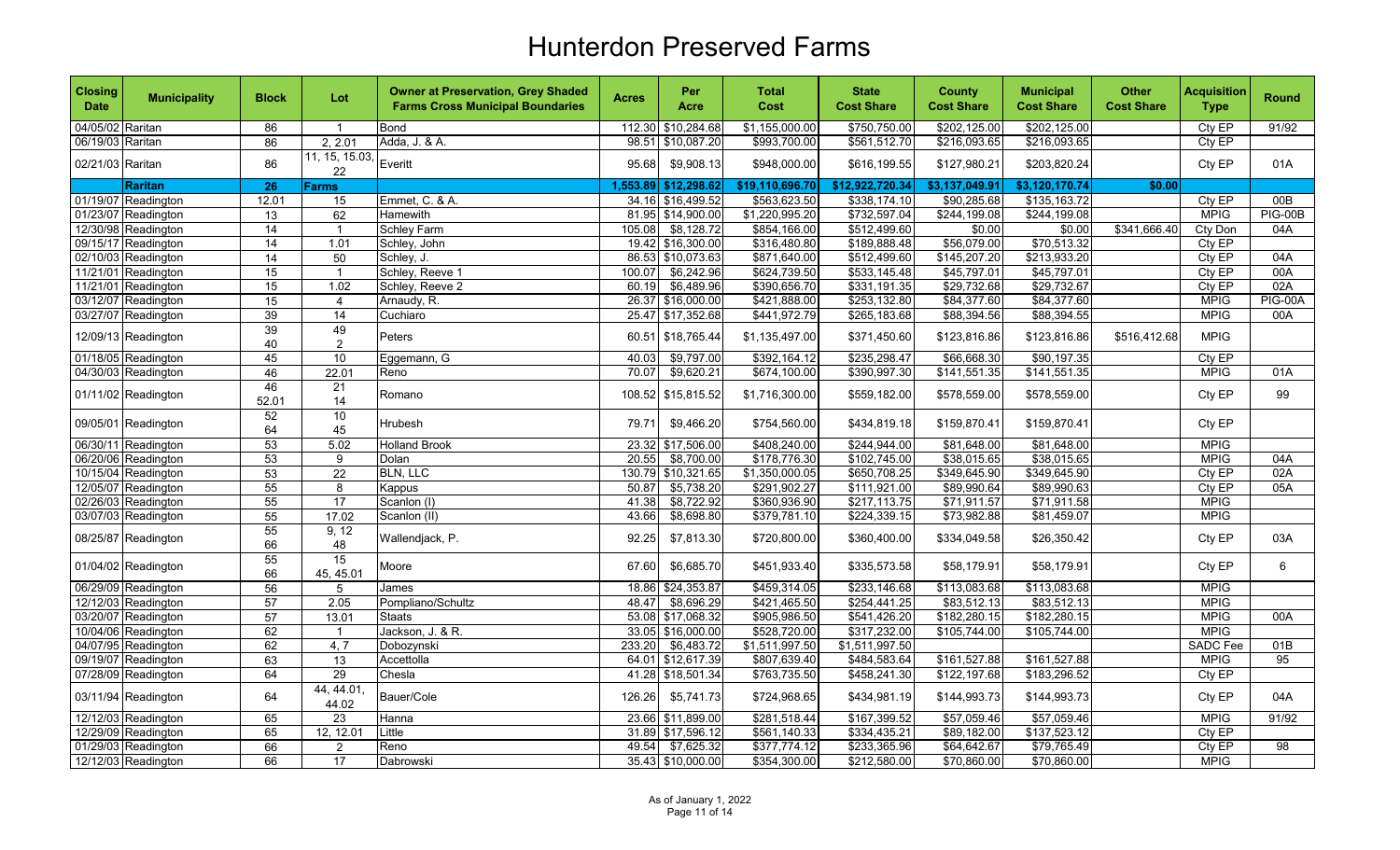# Hunterdon Preserved Farms

| Closing Date | Municipality | Block | Lot | Owner at Preservation, Grey Shaded Farms Cross Municipal Boundaries | Acres | Per Acre | Total Cost | State Cost Share | County Cost Share | Municipal Cost Share | Other Cost Share | Acquisition Type | Round |
|---|---|---|---|---|---|---|---|---|---|---|---|---|---|
| 04/05/02 | Raritan | 86 | 1 | Bond | 112.30 | $10,284.68 | $1,155,000.00 | $750,750.00 | $202,125.00 | $202,125.00 | | Cty EP | 91/92 |
| 06/19/03 | Raritan | 86 | 2, 2.01 | Adda, J. & A. | 98.51 | $10,087.20 | $993,700.00 | $561,512.70 | $216,093.65 | $216,093.65 | | Cty EP | |
| 02/21/03 | Raritan | 86 | 11, 15, 15.03, 22 | Everitt | 95.68 | $9,908.13 | $948,000.00 | $616,199.55 | $127,980.21 | $203,820.24 | | Cty EP | 01A |
| | **Raritan** | **26** | **Farms** | | **1,553.89** | **$12,298.62** | **$19,110,696.70** | **$12,922,720.34** | **$3,137,049.91** | **$3,120,170.74** | **$0.00** | | |
| 01/19/07 | Readington | 12.01 | 15 | Emmet, C. & A. | 34.16 | $16,499.52 | $563,623.50 | $338,174.10 | $90,285.68 | $135,163.72 | | Cty EP | 00B |
| 01/23/07 | Readington | 13 | 62 | Hamewith | 81.95 | $14,900.00 | $1,220,995.20 | $732,597.04 | $244,199.08 | $244,199.08 | | MPIG | PIG-00B |
| 12/30/98 | Readington | 14 | 1 | Schley Farm | 105.08 | $8,128.72 | $854,166.00 | $512,499.60 | $0.00 | $0.00 | $341,666.40 | Cty Don | 04A |
| 09/15/17 | Readington | 14 | 1.01 | Schley, John | 19.42 | $16,300.00 | $316,480.80 | $189,888.48 | $56,079.00 | $70,513.32 | | Cty EP | |
| 02/10/03 | Readington | 14 | 50 | Schley, J. | 86.53 | $10,073.63 | $871,640.00 | $512,499.60 | $145,207.20 | $213,933.20 | | Cty EP | 04A |
| 11/21/01 | Readington | 15 | 1 | Schley, Reeve 1 | 100.07 | $6,242.96 | $624,739.50 | $533,145.48 | $45,797.01 | $45,797.01 | | Cty EP | 00A |
| 11/21/01 | Readington | 15 | 1.02 | Schley, Reeve 2 | 60.19 | $6,489.96 | $390,656.70 | $331,191.35 | $29,732.68 | $29,732.67 | | Cty EP | 02A |
| 03/12/07 | Readington | 15 | 4 | Arnaudy, R. | 26.37 | $16,000.00 | $421,888.00 | $253,132.80 | $84,377.60 | $84,377.60 | | MPIG | PIG-00A |
| 03/27/07 | Readington | 39 | 14 | Cuchiaro | 25.47 | $17,352.68 | $441,972.79 | $265,183.68 | $88,394.56 | $88,394.55 | | MPIG | 00A |
| 12/09/13 | Readington | 39<br>40 | 49<br>2 | Peters | 60.51 | $18,765.44 | $1,135,497.00 | $371,450.60 | $123,816.86 | $123,816.86 | $516,412.68 | MPIG | |
| 01/18/05 | Readington | 45 | 10 | Eggemann, G | 40.03 | $9,797.00 | $392,164.12 | $235,298.47 | $66,668.30 | $90,197.35 | | Cty EP | |
| 04/30/03 | Readington | 46 | 22.01 | Reno | 70.07 | $9,620.21 | $674,100.00 | $390,997.30 | $141,551.35 | $141,551.35 | | MPIG | 01A |
| 01/11/02 | Readington | 46<br>52.01 | 21<br>14 | Romano | 108.52 | $15,815.52 | $1,716,300.00 | $559,182.00 | $578,559.00 | $578,559.00 | | Cty EP | 99 |
| 09/05/01 | Readington | 52<br>64 | 10<br>45 | Hrubesh | 79.71 | $9,466.20 | $754,560.00 | $434,819.18 | $159,870.41 | $159,870.41 | | Cty EP | |
| 06/30/11 | Readington | 53 | 5.02 | Holland Brook | 23.32 | $17,506.00 | $408,240.00 | $244,944.00 | $81,648.00 | $81,648.00 | | MPIG | |
| 06/20/06 | Readington | 53 | 9 | Dolan | 20.55 | $8,700.00 | $178,776.30 | $102,745.00 | $38,015.65 | $38,015.65 | | MPIG | 04A |
| 10/15/04 | Readington | 53 | 22 | BLN, LLC | 130.79 | $10,321.65 | $1,350,000.05 | $650,708.25 | $349,645.90 | $349,645.90 | | Cty EP | 02A |
| 12/05/07 | Readington | 55 | 8 | Kappus | 50.87 | $5,738.20 | $291,902.27 | $111,921.00 | $89,990.64 | $89,990.63 | | Cty EP | 05A |
| 02/26/03 | Readington | 55 | 17 | Scanlon (I) | 41.38 | $8,722.92 | $360,936.90 | $217,113.75 | $71,911.57 | $71,911.58 | | MPIG | |
| 03/07/03 | Readington | 55 | 17.02 | Scanlon (II) | 43.66 | $8,698.80 | $379,781.10 | $224,339.15 | $73,982.88 | $81,459.07 | | MPIG | |
| 08/25/87 | Readington | 55<br>66 | 9, 12<br>48 | Wallendjack, P. | 92.25 | $7,813.30 | $720,800.00 | $360,400.00 | $334,049.58 | $26,350.42 | | Cty EP | 03A |
| 01/04/02 | Readington | 55<br>66 | 15<br>45, 45.01 | Moore | 67.60 | $6,685.70 | $451,933.40 | $335,573.58 | $58,179.91 | $58,179.91 | | Cty EP | 6 |
| 06/29/09 | Readington | 56 | 5 | James | 18.86 | $24,353.87 | $459,314.05 | $233,146.68 | $113,083.68 | $113,083.68 | | MPIG | |
| 12/12/03 | Readington | 57 | 2.05 | Pompliano/Schultz | 48.47 | $8,696.29 | $421,465.50 | $254,441.25 | $83,512.13 | $83,512.13 | | MPIG | |
| 03/20/07 | Readington | 57 | 13.01 | Staats | 53.08 | $17,068.32 | $905,986.50 | $541,426.20 | $182,280.15 | $182,280.15 | | MPIG | 00A |
| 10/04/06 | Readington | 62 | 1 | Jackson, J. & R. | 33.05 | $16,000.00 | $528,720.00 | $317,232.00 | $105,744.00 | $105,744.00 | | MPIG | |
| 04/07/95 | Readington | 62 | 4, 7 | Dobozynski | 233.20 | $6,483.72 | $1,511,997.50 | $1,511,997.50 | | | | SADC Fee | 01B |
| 09/19/07 | Readington | 63 | 13 | Accettolla | 64.01 | $12,617.39 | $807,639.40 | $484,583.64 | $161,527.88 | $161,527.88 | | MPIG | 95 |
| 07/28/09 | Readington | 64 | 29 | Chesla | 41.28 | $18,501.34 | $763,735.50 | $458,241.30 | $122,197.68 | $183,296.52 | | Cty EP | |
| 03/11/94 | Readington | 64 | 44, 44.01, 44.02 | Bauer/Cole | 126.26 | $5,741.73 | $724,968.65 | $434,981.19 | $144,993.73 | $144,993.73 | | Cty EP | 04A |
| 12/12/03 | Readington | 65 | 23 | Hanna | 23.66 | $11,899.00 | $281,518.44 | $167,399.52 | $57,059.46 | $57,059.46 | | MPIG | 91/92 |
| 12/29/09 | Readington | 65 | 12, 12.01 | Little | 31.89 | $17,596.12 | $561,140.33 | $334,435.21 | $89,182.00 | $137,523.12 | | Cty EP | |
| 01/29/03 | Readington | 66 | 2 | Reno | 49.54 | $7,625.32 | $377,774.12 | $233,365.96 | $64,642.67 | $79,765.49 | | Cty EP | 98 |
| 12/12/03 | Readington | 66 | 17 | Dabrowski | 35.43 | $10,000.00 | $354,300.00 | $212,580.00 | $70,860.00 | $70,860.00 | | MPIG | |

As of January 1, 2022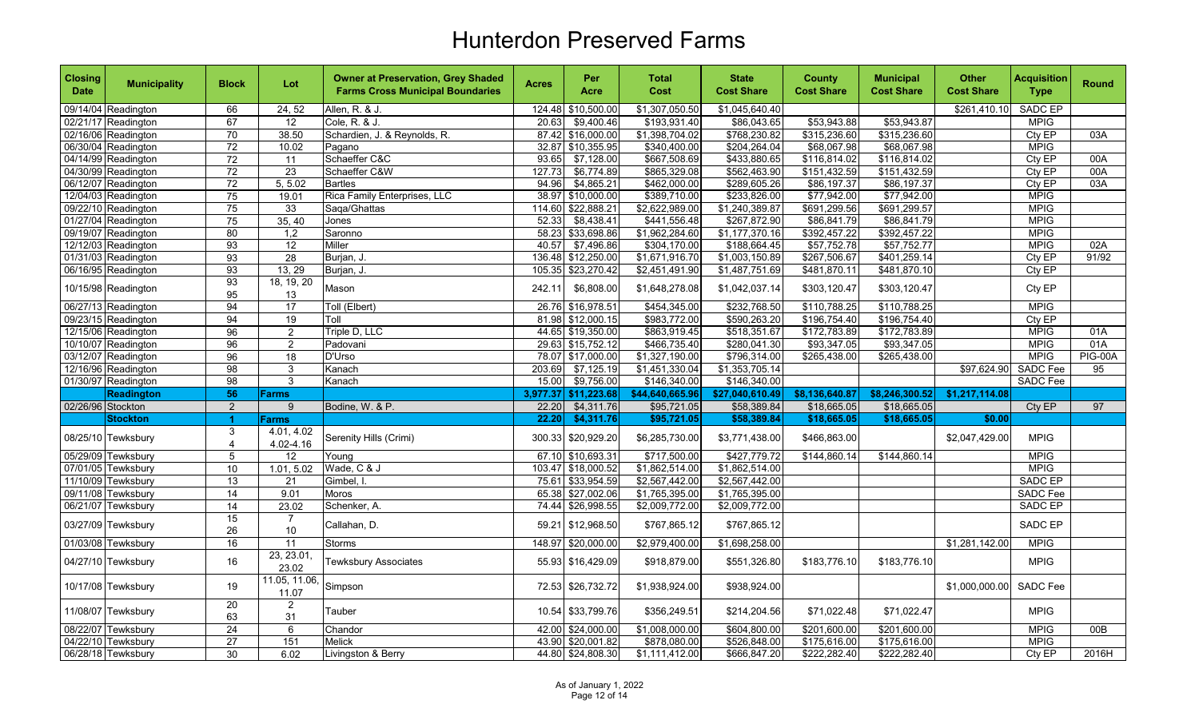# Hunterdon Preserved Farms

| Closing Date | Municipality | Block | Lot | Owner at Preservation, Grey Shaded Farms Cross Municipal Boundaries | Acres | Per Acre | Total Cost | State Cost Share | County Cost Share | Municipal Cost Share | Other Cost Share | Acquisition Type | Round |
|---|---|---|---|---|---|---|---|---|---|---|---|---|---|
| 09/14/04 | Readington | 66 | 24, 52 | Allen, R. & J. | 124.48 | $10,500.00 | $1,307,050.50 | $1,045,640.40 | | | $261,410.10 | SADC EP | |
| 02/21/17 | Readington | 67 | 12 | Cole, R. & J. | 20.63 | $9,400.46 | $193,931.40 | $86,043.65 | $53,943.88 | $53,943.87 | | MPIG | |
| 02/16/06 | Readington | 70 | 38.50 | Schardien, J. & Reynolds, R. | 87.42 | $16,000.00 | $1,398,704.02 | $768,230.82 | $315,236.60 | $315,236.60 | | Cty EP | 03A |
| 06/30/04 | Readington | 72 | 10.02 | Pagano | 32.87 | $10,355.95 | $340,400.00 | $204,264.04 | $68,067.98 | $68,067.98 | | MPIG | |
| 04/14/99 | Readington | 72 | 11 | Schaeffer C&C | 93.65 | $7,128.00 | $667,508.69 | $433,880.65 | $116,814.02 | $116,814.02 | | Cty EP | 00A |
| 04/30/99 | Readington | 72 | 23 | Schaeffer C&W | 127.73 | $6,774.89 | $865,329.08 | $562,463.90 | $151,432.59 | $151,432.59 | | Cty EP | 00A |
| 06/12/07 | Readington | 72 | 5, 5.02 | Bartles | 94.96 | $4,865.21 | $462,000.00 | $289,605.26 | $86,197.37 | $86,197.37 | | Cty EP | 03A |
| 12/04/03 | Readington | 75 | 19.01 | Rica Family Enterprises, LLC | 38.97 | $10,000.00 | $389,710.00 | $233,826.00 | $77,942.00 | $77,942.00 | | MPIG | |
| 09/22/10 | Readington | 75 | 33 | Saqa/Ghattas | 114.60 | $22,888.21 | $2,622,989.00 | $1,240,389.87 | $691,299.56 | $691,299.57 | | MPIG | |
| 01/27/04 | Readington | 75 | 35, 40 | Jones | 52.33 | $8,438.41 | $441,556.48 | $267,872.90 | $86,841.79 | $86,841.79 | | MPIG | |
| 09/19/07 | Readington | 80 | 1,2 | Saronno | 58.23 | $33,698.86 | $1,962,284.60 | $1,177,370.16 | $392,457.22 | $392,457.22 | | MPIG | |
| 12/12/03 | Readington | 93 | 12 | Miller | 40.57 | $7,496.86 | $304,170.00 | $188,664.45 | $57,752.78 | $57,752.77 | | MPIG | 02A |
| 01/31/03 | Readington | 93 | 28 | Burjan, J. | 136.48 | $12,250.00 | $1,671,916.70 | $1,003,150.89 | $267,506.67 | $401,259.14 | | Cty EP | 91/92 |
| 06/16/95 | Readington | 93 | 13, 29 | Burjan, J. | 105.35 | $23,270.42 | $2,451,491.90 | $1,487,751.69 | $481,870.11 | $481,870.10 | | Cty EP | |
| 10/15/98 | Readington | 93 95 | 18, 19, 20 13 | Mason | 242.11 | $6,808.00 | $1,648,278.08 | $1,042,037.14 | $303,120.47 | $303,120.47 | | Cty EP | |
| 06/27/13 | Readington | 94 | 17 | Toll (Elbert) | 26.76 | $16,978.51 | $454,345.00 | $232,768.50 | $110,788.25 | $110,788.25 | | MPIG | |
| 09/23/15 | Readington | 94 | 19 | Toll | 81.98 | $12,000.15 | $983,772.00 | $590,263.20 | $196,754.40 | $196,754.40 | | Cty EP | |
| 12/15/06 | Readington | 96 | 2 | Triple D, LLC | 44.65 | $19,350.00 | $863,919.45 | $518,351.67 | $172,783.89 | $172,783.89 | | MPIG | 01A |
| 10/10/07 | Readington | 96 | 2 | Padovani | 29.63 | $15,752.12 | $466,735.40 | $280,041.30 | $93,347.05 | $93,347.05 | | MPIG | 01A |
| 03/12/07 | Readington | 96 | 18 | D'Urso | 78.07 | $17,000.00 | $1,327,190.00 | $796,314.00 | $265,438.00 | $265,438.00 | | MPIG | PIG-00A |
| 12/16/96 | Readington | 98 | 3 | Kanach | 203.69 | $7,125.19 | $1,451,330.04 | $1,353,705.14 | | | $97,624.90 | SADC Fee | 95 |
| 01/30/97 | Readington | 98 | 3 | Kanach | 15.00 | $9,756.00 | $146,340.00 | $146,340.00 | | | | SADC Fee | |
| | **Readington** | **56** | **Farms** | | **3,977.37** | **$11,223.68** | **$44,640,665.96** | **$27,040,610.49** | **$8,136,640.87** | **$8,246,300.52** | **$1,217,114.08** | | |
| 02/26/96 | Stockton | 2 | 9 | Bodine, W. & P. | 22.20 | $4,311.76 | $95,721.05 | $58,389.84 | $18,665.05 | $18,665.05 | | Cty EP | 97 |
| | **Stockton** | **1** | **Farms** | | **22.20** | **$4,311.76** | **$95,721.05** | **$58,389.84** | **$18,665.05** | **$18,665.05** | **$0.00** | | |
| 08/25/10 | Tewksbury | 3 4 | 4.01, 4.02 4.02-4.16 | Serenity Hills (Crimi) | 300.33 | $20,929.20 | $6,285,730.00 | $3,771,438.00 | $466,863.00 | | $2,047,429.00 | MPIG | |
| 05/29/09 | Tewksbury | 5 | 12 | Young | 67.10 | $10,693.31 | $717,500.00 | $427,779.72 | $144,860.14 | $144,860.14 | | MPIG | |
| 07/01/05 | Tewksbury | 10 | 1.01, 5.02 | Wade, C & J | 103.47 | $18,000.52 | $1,862,514.00 | $1,862,514.00 | | | | MPIG | |
| 11/10/09 | Tewksbury | 13 | 21 | Gimbel, I. | 75.61 | $33,954.59 | $2,567,442.00 | $2,567,442.00 | | | | SADC EP | |
| 09/11/08 | Tewksbury | 14 | 9.01 | Moros | 65.38 | $27,002.06 | $1,765,395.00 | $1,765,395.00 | | | | SADC Fee | |
| 06/21/07 | Tewksbury | 14 | 23.02 | Schenker, A. | 74.44 | $26,998.55 | $2,009,772.00 | $2,009,772.00 | | | | SADC EP | |
| 03/27/09 | Tewksbury | 15 26 | 7 10 | Callahan, D. | 59.21 | $12,968.50 | $767,865.12 | $767,865.12 | | | | SADC EP | |
| 01/03/08 | Tewksbury | 16 | 11 | Storms | 148.97 | $20,000.00 | $2,979,400.00 | $1,698,258.00 | | | $1,281,142.00 | MPIG | |
| 04/27/10 | Tewksbury | 16 | 23, 23.01, 23.02 | Tewksbury Associates | 55.93 | $16,429.09 | $918,879.00 | $551,326.80 | $183,776.10 | $183,776.10 | | MPIG | |
| 10/17/08 | Tewksbury | 19 | 11.05, 11.06, 11.07 | Simpson | 72.53 | $26,732.72 | $1,938,924.00 | $938,924.00 | | | $1,000,000.00 | SADC Fee | |
| 11/08/07 | Tewksbury | 20 63 | 2 31 | Tauber | 10.54 | $33,799.76 | $356,249.51 | $214,204.56 | $71,022.48 | $71,022.47 | | MPIG | |
| 08/22/07 | Tewksbury | 24 | 6 | Chandor | 42.00 | $24,000.00 | $1,008,000.00 | $604,800.00 | $201,600.00 | $201,600.00 | | MPIG | 00B |
| 04/22/10 | Tewksbury | 27 | 151 | Melick | 43.90 | $20,001.82 | $878,080.00 | $526,848.00 | $175,616.00 | $175,616.00 | | MPIG | |
| 06/28/18 | Tewksbury | 30 | 6.02 | Livingston & Berry | 44.80 | $24,808.30 | $1,111,412.00 | $666,847.20 | $222,282.40 | $222,282.40 | | Cty EP | 2016H |

As of January 1, 2022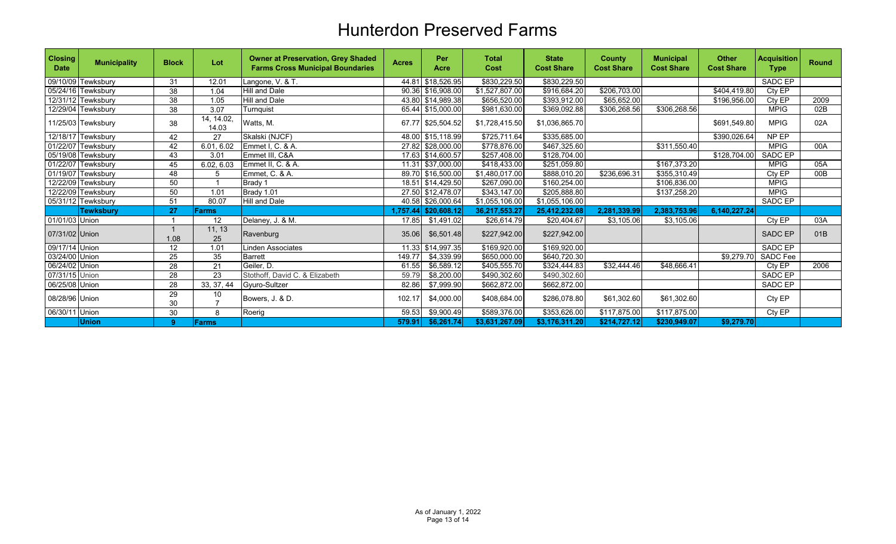# Hunterdon Preserved Farms

| Closing Date | Municipality | Block | Lot | Owner at Preservation, Grey Shaded Farms Cross Municipal Boundaries | Acres | Per Acre | Total Cost | State Cost Share | County Cost Share | Municipal Cost Share | Other Cost Share | Acquisition Type | Round |
|---|---|---|---|---|---|---|---|---|---|---|---|---|---|
| 09/10/09 | Tewksbury | 31 | 12.01 | Langone, V. & T. | 44.81 | $18,526.95 | $830,229.50 | $830,229.50 | | | | SADC EP | |
| 05/24/16 | Tewksbury | 38 | 1.04 | Hill and Dale | 90.36 | $16,908.00 | $1,527,807.00 | $916,684.20 | $206,703.00 | | $404,419.80 | Cty EP | |
| 12/31/12 | Tewksbury | 38 | 1.05 | Hill and Dale | 43.80 | $14,989.38 | $656,520.00 | $393,912.00 | $65,652.00 | | $196,956.00 | Cty EP | 2009 |
| 12/29/04 | Tewksbury | 38 | 3.07 | Turnquist | 65.44 | $15,000.00 | $981,630.00 | $369,092.88 | $306,268.56 | $306,268.56 | | MPIG | 02B |
| 11/25/03 | Tewksbury | 38 | 14, 14.02, 14.03 | Watts, M. | 67.77 | $25,504.52 | $1,728,415.50 | $1,036,865.70 | | | $691,549.80 | MPIG | 02A |
| 12/18/17 | Tewksbury | 42 | 27 | Skalski (NJCF) | 48.00 | $15,118.99 | $725,711.64 | $335,685.00 | | | $390,026.64 | NP EP | |
| 01/22/07 | Tewksbury | 42 | 6.01, 6.02 | Emmet I, C. & A. | 27.82 | $28,000.00 | $778,876.00 | $467,325.60 | | $311,550.40 | | MPIG | 00A |
| 05/19/08 | Tewksbury | 43 | 3.01 | Emmet III, C&A | 17.63 | $14,600.57 | $257,408.00 | $128,704.00 | | | $128,704.00 | SADC EP | |
| 01/22/07 | Tewksbury | 45 | 6.02, 6.03 | Emmet II, C. & A. | 11.31 | $37,000.00 | $418,433.00 | $251,059.80 | | $167,373.20 | | MPIG | 05A |
| 01/19/07 | Tewksbury | 48 | 5 | Emmet, C. & A. | 89.70 | $16,500.00 | $1,480,017.00 | $888,010.20 | $236,696.31 | $355,310.49 | | Cty EP | 00B |
| 12/22/09 | Tewksbury | 50 | 1 | Brady 1 | 18.51 | $14,429.50 | $267,090.00 | $160,254.00 | | $106,836.00 | | MPIG | |
| 12/22/09 | Tewksbury | 50 | 1.01 | Brady 1.01 | 27.50 | $12,478.07 | $343,147.00 | $205,888.80 | | $137,258.20 | | MPIG | |
| 05/31/12 | Tewksbury | 51 | 80.07 | Hill and Dale | 40.58 | $26,000.64 | $1,055,106.00 | $1,055,106.00 | | | | SADC EP | |
| | **Tewksbury** | **27** | **Farms** | | **1,757.44** | **$20,608.12** | **36,217,553.27** | **25,412,232.08** | **2,281,339.99** | **2,383,753.96** | **6,140,227.24** | | |
| 01/01/03 | Union | 1 | 12 | Delaney, J. & M. | 17.85 | $1,491.02 | $26,614.79 | $20,404.67 | $3,105.06 | $3,105.06 | | Cty EP | 03A |
| 07/31/02 | Union | 1<br>1.08 | 11, 13<br>25 | Ravenburg | 35.06 | $6,501.48 | $227,942.00 | $227,942.00 | | | | SADC EP | 01B |
| 09/17/14 | Union | 12 | 1.01 | Linden Associates | 11.33 | $14,997.35 | $169,920.00 | $169,920.00 | | | | SADC EP | |
| 03/24/00 | Union | 25 | 35 | Barrett | 149.77 | $4,339.99 | $650,000.00 | $640,720.30 | | | $9,279.70 | SADC Fee | |
| 06/24/02 | Union | 28 | 21 | Geiler, D. | 61.55 | $6,589.12 | $405,555.70 | $324,444.83 | $32,444.46 | $48,666.41 | | Cty EP | 2006 |
| 07/31/15 | Union | 28 | 23 | Stothoff, David C. & Elizabeth | 59.79 | $8,200.00 | $490,302.60 | $490,302.60 | | | | SADC EP | |
| 06/25/08 | Union | 28 | 33, 37, 44 | Gyuro-Sultzer | 82.86 | $7,999.90 | $662,872.00 | $662,872.00 | | | | SADC EP | |
| 08/28/96 | Union | 29<br>30 | 10<br>7 | Bowers, J. & D. | 102.17 | $4,000.00 | $408,684.00 | $286,078.80 | $61,302.60 | $61,302.60 | | Cty EP | |
| 06/30/11 | Union | 30 | 8 | Roerig | 59.53 | $9,900.49 | $589,376.00 | $353,626.00 | $117,875.00 | $117,875.00 | | Cty EP | |
| | **Union** | **9** | **Farms** | | **579.91** | **$6,261.74** | **$3,631,267.09** | **$3,176,311.20** | **$214,727.12** | **$230,949.07** | **$9,279.70** | | |

As of January 1, 2022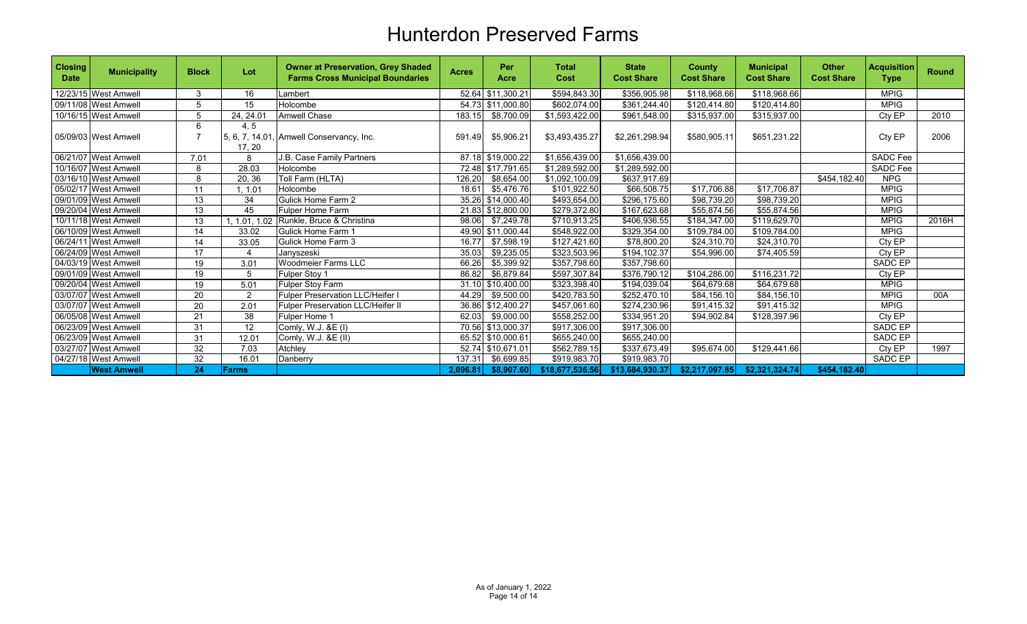# Hunterdon Preserved Farms

| Closing Date | Municipality | Block | Lot | Owner at Preservation, Grey Shaded Farms Cross Municipal Boundaries | Acres | Per Acre | Total Cost | State Cost Share | County Cost Share | Municipal Cost Share | Other Cost Share | Acquisition Type | Round |
|---|---|---|---|---|---|---|---|---|---|---|---|---|---|
| 12/23/15 | West Amwell | 3 | 16 | Lambert | 52.64 | $11,300.21 | $594,843.30 | $356,905.98 | $118,968.66 | $118,968.66 | | MPIG | |
| 09/11/08 | West Amwell | 5 | 15 | Holcombe | 54.73 | $11,000.80 | $602,074.00 | $361,244.40 | $120,414.80 | $120,414.80 | | MPIG | |
| 10/16/15 | West Amwell | 5 | 24, 24.01 | Amwell Chase | 183.15 | $8,700.09 | $1,593,422.00 | $961,548.00 | $315,937.00 | $315,937.00 | | Cty EP | 2010 |
| 05/09/03 | West Amwell | 6<br>7 | 4, 5<br>5, 6, 7, 14.01, 17, 20 | Amwell Conservancy, Inc. | 591.49 | $5,906.21 | $3,493,435.27 | $2,261,298.94 | $580,905.11 | $651,231.22 | | Cty EP | 2006 |
| 06/21/07 | West Amwell | 7.01 | 8 | J.B. Case Family Partners | 87.18 | $19,000.22 | $1,656,439.00 | $1,656,439.00 | | | | SADC Fee | |
| 10/16/07 | West Amwell | 8 | 28.03 | Holcombe | 72.48 | $17,791.65 | $1,289,592.00 | $1,289,592.00 | | | | SADC Fee | |
| 03/16/10 | West Amwell | 8 | 20, 36 | Toll Farm (HLTA) | 126.20 | $8,654.00 | $1,092,100.09 | $637,917.69 | | | $454,182.40 | NPG | |
| 05/02/17 | West Amwell | 11 | 1, 1.01 | Holcombe | 18.61 | $5,476.76 | $101,922.50 | $66,508.75 | $17,706.88 | $17,706.87 | | MPIG | |
| 09/01/09 | West Amwell | 13 | 34 | Gulick Home Farm 2 | 35.26 | $14,000.40 | $493,654.00 | $296,175.60 | $98,739.20 | $98,739.20 | | MPIG | |
| 09/20/04 | West Amwell | 13 | 45 | Fulper Home Farm | 21.83 | $12,800.00 | $279,372.80 | $167,623.68 | $55,874.56 | $55,874.56 | | MPIG | |
| 10/11/18 | West Amwell | 13 | 1, 1.01, 1.02 | Runkle, Bruce & Christina | 98.06 | $7,249.78 | $710,913.25 | $406,936.55 | $184,347.00 | $119,629.70 | | MPIG | 2016H |
| 06/10/09 | West Amwell | 14 | 33.02 | Gulick Home Farm 1 | 49.90 | $11,000.44 | $548,922.00 | $329,354.00 | $109,784.00 | $109,784.00 | | MPIG | |
| 06/24/11 | West Amwell | 14 | 33.05 | Gulick Home Farm 3 | 16.77 | $7,598.19 | $127,421.60 | $78,800.20 | $24,310.70 | $24,310.70 | | Cty EP | |
| 06/24/09 | West Amwell | 17 | 4 | Janyszeski | 35.03 | $9,235.05 | $323,503.96 | $194,102.37 | $54,996.00 | $74,405.59 | | Cty EP | |
| 04/03/19 | West Amwell | 19 | 3.01 | Woodmeier Farms LLC | 66.26 | $5,399.92 | $357,798.60 | $357,798.60 | | | | SADC EP | |
| 09/01/09 | West Amwell | 19 | 5 | Fulper Stoy 1 | 86.82 | $6,879.84 | $597,307.84 | $376,790.12 | $104,286.00 | $116,231.72 | | Cty EP | |
| 09/20/04 | West Amwell | 19 | 5.01 | Fulper Stoy Farm | 31.10 | $10,400.00 | $323,398.40 | $194,039.04 | $64,679.68 | $64,679.68 | | MPIG | |
| 03/07/07 | West Amwell | 20 | 2 | Fulper Preservation LLC/Heifer I | 44.29 | $9,500.00 | $420,783.50 | $252,470.10 | $84,156.10 | $84,156.10 | | MPIG | 00A |
| 03/07/07 | West Amwell | 20 | 2.01 | Fulper Preservation LLC/Heifer II | 36.86 | $12,400.27 | $457,061.60 | $274,230.96 | $91,415.32 | $91,415.32 | | MPIG | |
| 06/05/08 | West Amwell | 21 | 38 | Fulper Home 1 | 62.03 | $9,000.00 | $558,252.00 | $334,951.20 | $94,902.84 | $128,397.96 | | Cty EP | |
| 06/23/09 | West Amwell | 31 | 12 | Comly, W.J. &E (I) | 70.56 | $13,000.37 | $917,306.00 | $917,306.00 | | | | SADC EP | |
| 06/23/09 | West Amwell | 31 | 12.01 | Comly, W.J. &E (II) | 65.52 | $10,000.61 | $655,240.00 | $655,240.00 | | | | SADC EP | |
| 03/27/07 | West Amwell | 32 | 7.03 | Atchley | 52.74 | $10,671.01 | $562,789.15 | $337,673.49 | $95,674.00 | $129,441.66 | | Cty EP | 1997 |
| 04/27/18 | West Amwell | 32 | 16.01 | Danberry | 137.31 | $6,699.85 | $919,983.70 | $919,983.70 | | | | SADC EP | |
| | **West Amwell** | **24** | **Farms** | | **2,096.81** | **$8,907.60** | **$18,677,536.56** | **$13,684,930.37** | **$2,217,097.85** | **$2,321,324.74** | **$454,182.40** | | |

As of January 1, 2022